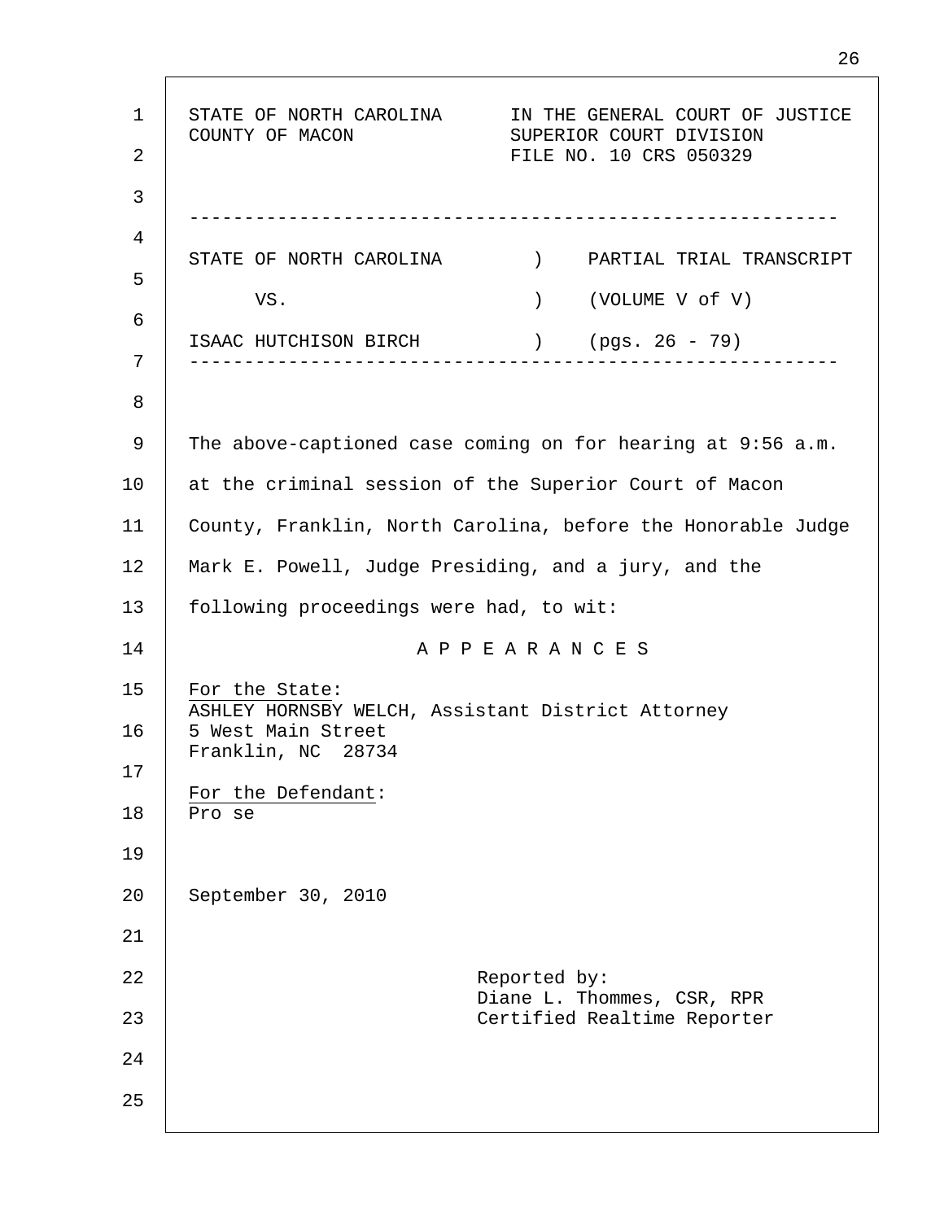STATE OF NORTH CAROLINA — IN THE GENERAL COURT OF JUSTICE
COUNTY OF MACON — SUPERIOR COURT DIVISION
FILE NO. 10 CRS 050329

---

STATE OF NORTH CAROLINA ) PARTIAL TRIAL TRANSCRIPT

VS. ) (VOLUME V of V)

ISAAC HUTCHISON BIRCH ) (pgs. 26 - 79)

---

The above-captioned case coming on for hearing at 9:56 a.m. at the criminal session of the Superior Court of Macon County, Franklin, North Carolina, before the Honorable Judge Mark E. Powell, Judge Presiding, and a jury, and the following proceedings were had, to wit:

A P P E A R A N C E S

For the State:
ASHLEY HORNSBY WELCH, Assistant District Attorney
5 West Main Street
Franklin, NC 28734

For the Defendant:
Pro se

September 30, 2010

Reported by:
Diane L. Thommes, CSR, RPR
Certified Realtime Reporter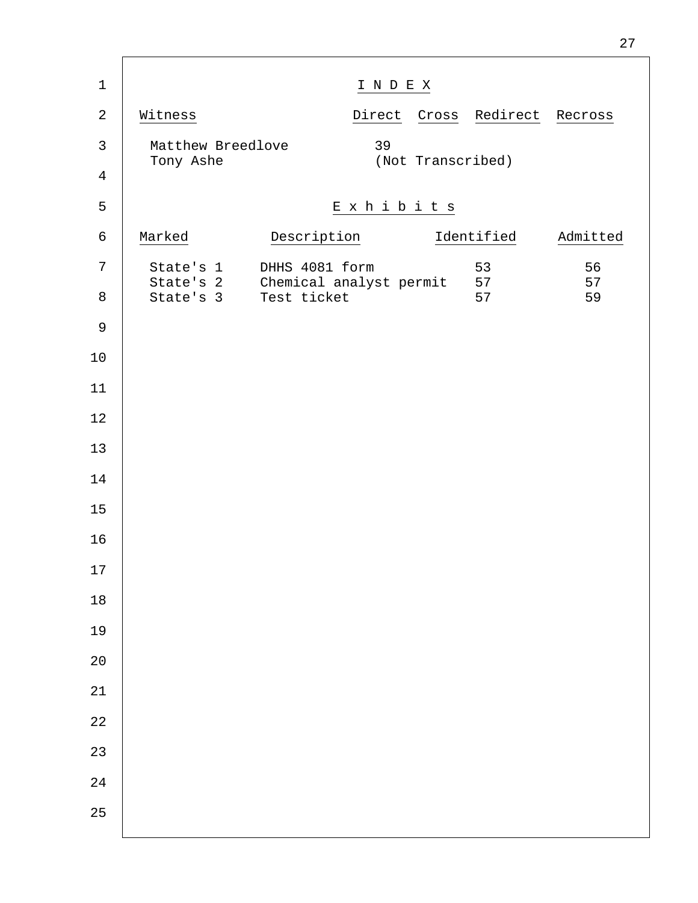# I N D E X

| Witness | Direct | Cross | Redirect | Recross |
| --- | --- | --- | --- | --- |
| Matthew Breedlove | 39 | | | |
| Tony Ashe | (Not Transcribed) | | | |

## E x h i b i t s

| Marked | Description | Identified | Admitted |
| --- | --- | --- | --- |
| State's 1 | DHHS 4081 form | 53 | 56 |
| State's 2 | Chemical analyst permit | 57 | 57 |
| State's 3 | Test ticket | 57 | 59 |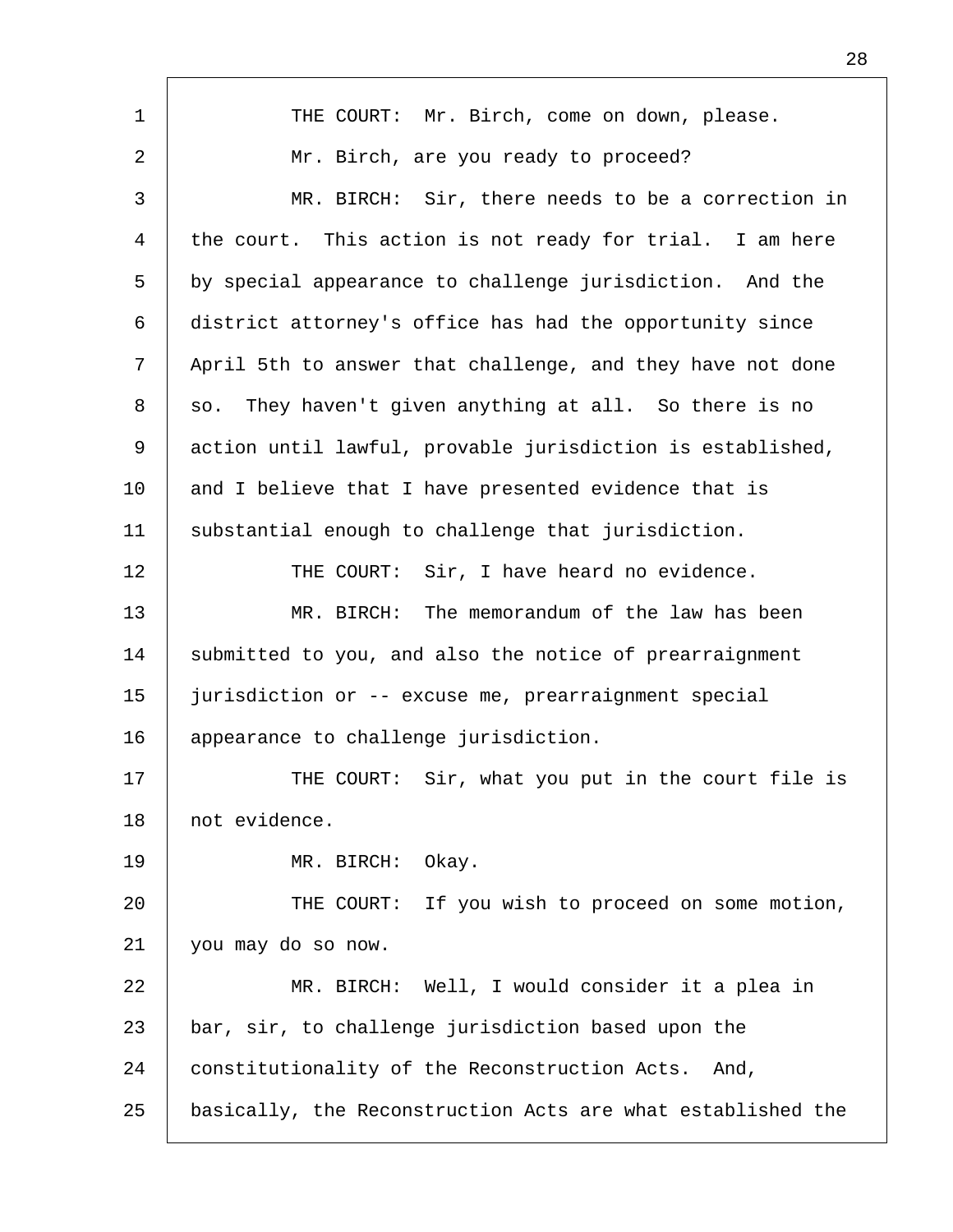THE COURT: Mr. Birch, come on down, please.

Mr. Birch, are you ready to proceed?

MR. BIRCH: Sir, there needs to be a correction in the court. This action is not ready for trial. I am here by special appearance to challenge jurisdiction. And the district attorney's office has had the opportunity since April 5th to answer that challenge, and they have not done so. They haven't given anything at all. So there is no action until lawful, provable jurisdiction is established, and I believe that I have presented evidence that is substantial enough to challenge that jurisdiction.

THE COURT: Sir, I have heard no evidence.

MR. BIRCH: The memorandum of the law has been submitted to you, and also the notice of prearraignment jurisdiction or -- excuse me, prearraignment special appearance to challenge jurisdiction.

THE COURT: Sir, what you put in the court file is not evidence.

MR. BIRCH: Okay.

THE COURT: If you wish to proceed on some motion, you may do so now.

MR. BIRCH: Well, I would consider it a plea in bar, sir, to challenge jurisdiction based upon the constitutionality of the Reconstruction Acts. And, basically, the Reconstruction Acts are what established the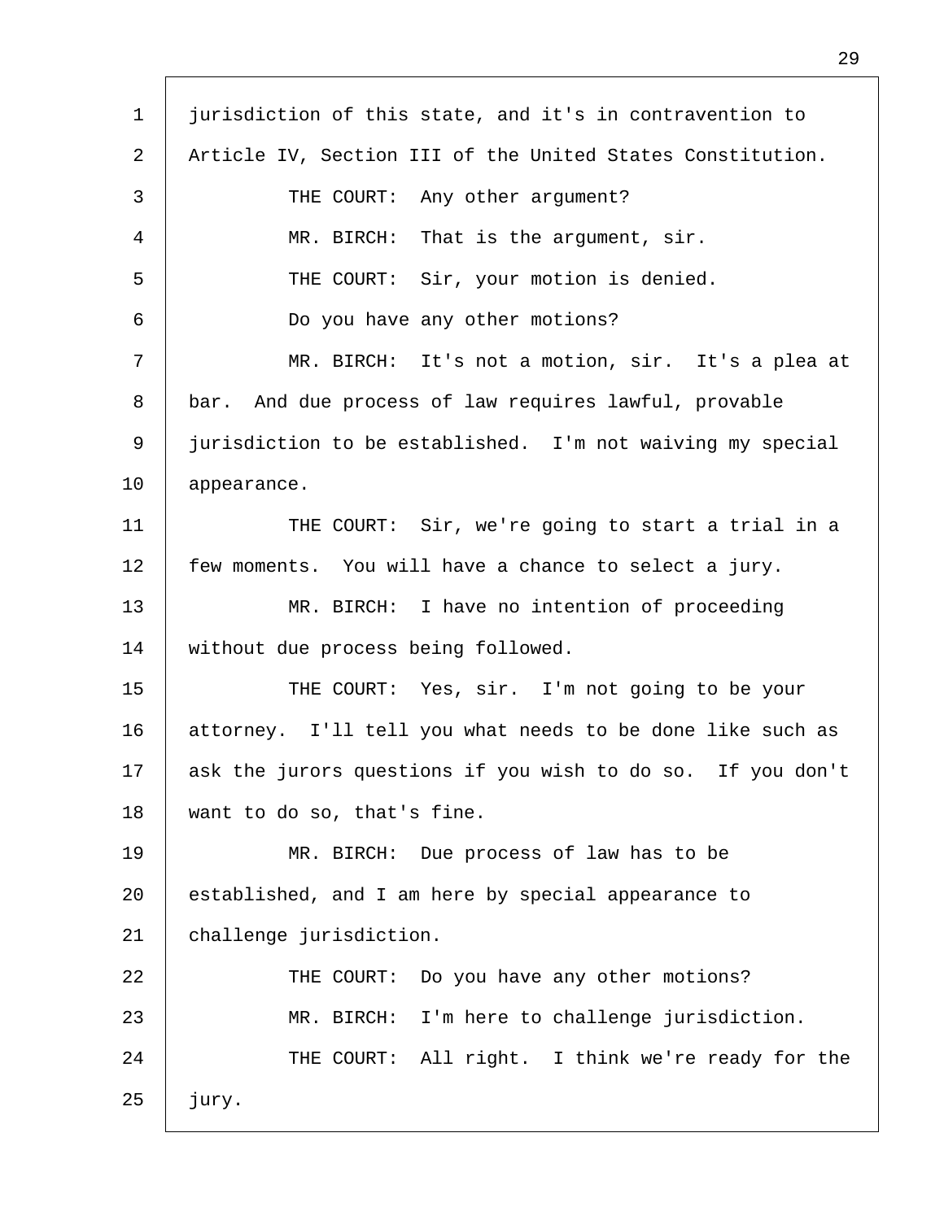jurisdiction of this state, and it's in contravention to Article IV, Section III of the United States Constitution.

THE COURT: Any other argument?

MR. BIRCH: That is the argument, sir.

THE COURT: Sir, your motion is denied.

Do you have any other motions?

MR. BIRCH: It's not a motion, sir. It's a plea at bar. And due process of law requires lawful, provable jurisdiction to be established. I'm not waiving my special appearance.

THE COURT: Sir, we're going to start a trial in a few moments. You will have a chance to select a jury.

MR. BIRCH: I have no intention of proceeding without due process being followed.

THE COURT: Yes, sir. I'm not going to be your attorney. I'll tell you what needs to be done like such as ask the jurors questions if you wish to do so. If you don't want to do so, that's fine.

MR. BIRCH: Due process of law has to be established, and I am here by special appearance to challenge jurisdiction.

THE COURT: Do you have any other motions?

MR. BIRCH: I'm here to challenge jurisdiction.

THE COURT: All right. I think we're ready for the jury.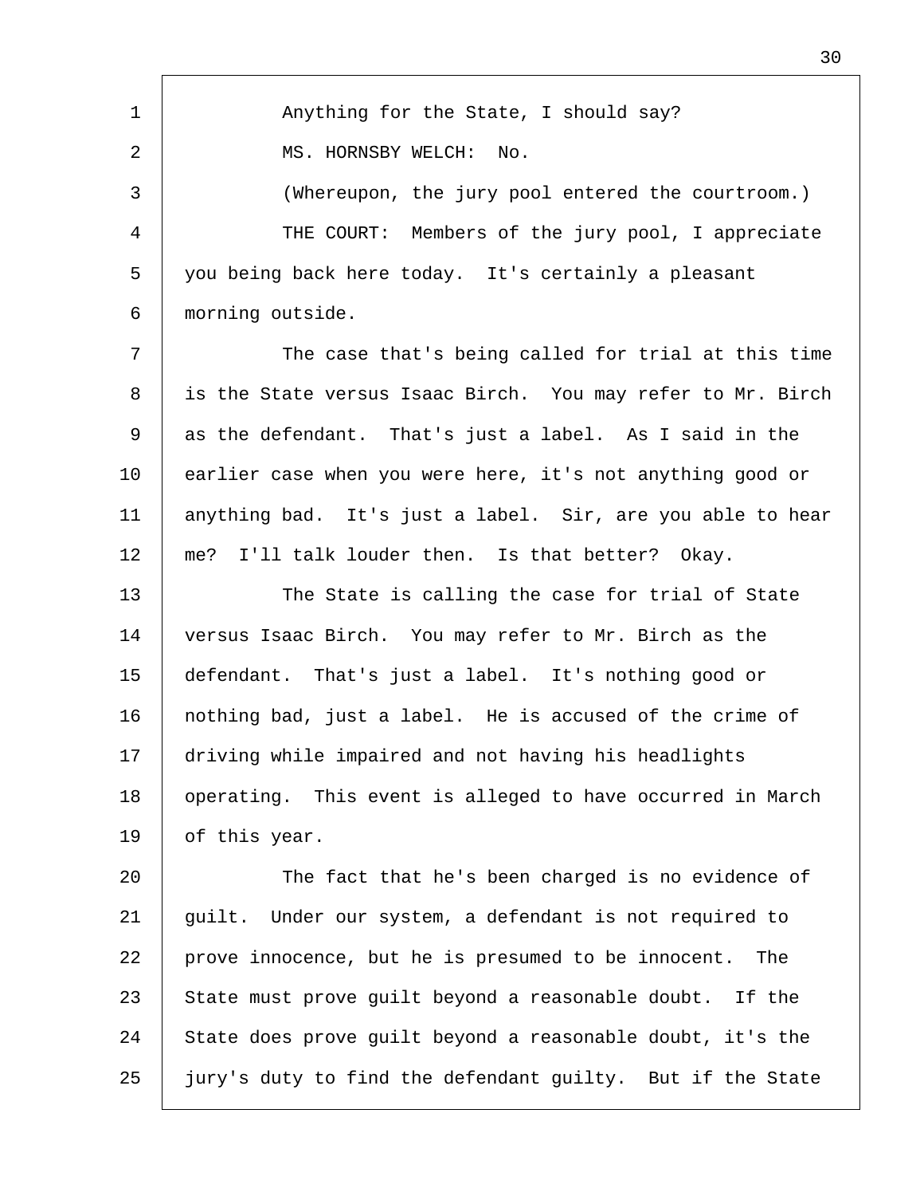Anything for the State, I should say?

MS. HORNSBY WELCH: No.

(Whereupon, the jury pool entered the courtroom.)

THE COURT: Members of the jury pool, I appreciate you being back here today. It's certainly a pleasant morning outside.

The case that's being called for trial at this time is the State versus Isaac Birch. You may refer to Mr. Birch as the defendant. That's just a label. As I said in the earlier case when you were here, it's not anything good or anything bad. It's just a label. Sir, are you able to hear me? I'll talk louder then. Is that better? Okay.

The State is calling the case for trial of State versus Isaac Birch. You may refer to Mr. Birch as the defendant. That's just a label. It's nothing good or nothing bad, just a label. He is accused of the crime of driving while impaired and not having his headlights operating. This event is alleged to have occurred in March of this year.

The fact that he's been charged is no evidence of guilt. Under our system, a defendant is not required to prove innocence, but he is presumed to be innocent. The State must prove guilt beyond a reasonable doubt. If the State does prove guilt beyond a reasonable doubt, it's the jury's duty to find the defendant guilty. But if the State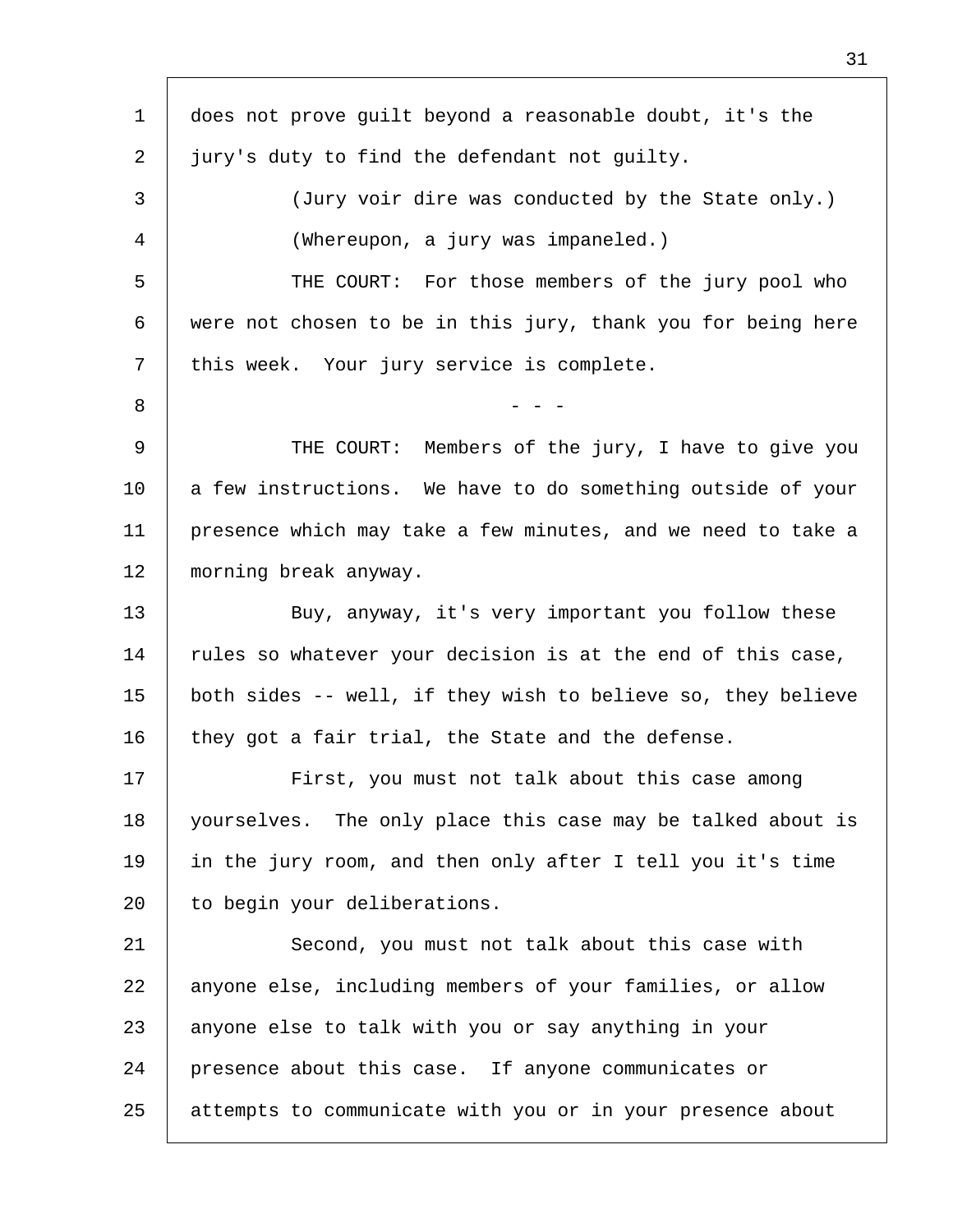does not prove guilt beyond a reasonable doubt, it's the jury's duty to find the defendant not guilty.

(Jury voir dire was conducted by the State only.)

(Whereupon, a jury was impaneled.)

THE COURT: For those members of the jury pool who were not chosen to be in this jury, thank you for being here this week. Your jury service is complete.

\- - -

THE COURT: Members of the jury, I have to give you a few instructions. We have to do something outside of your presence which may take a few minutes, and we need to take a morning break anyway.

Buy, anyway, it's very important you follow these rules so whatever your decision is at the end of this case, both sides -- well, if they wish to believe so, they believe they got a fair trial, the State and the defense.

First, you must not talk about this case among yourselves. The only place this case may be talked about is in the jury room, and then only after I tell you it's time to begin your deliberations.

Second, you must not talk about this case with anyone else, including members of your families, or allow anyone else to talk with you or say anything in your presence about this case. If anyone communicates or attempts to communicate with you or in your presence about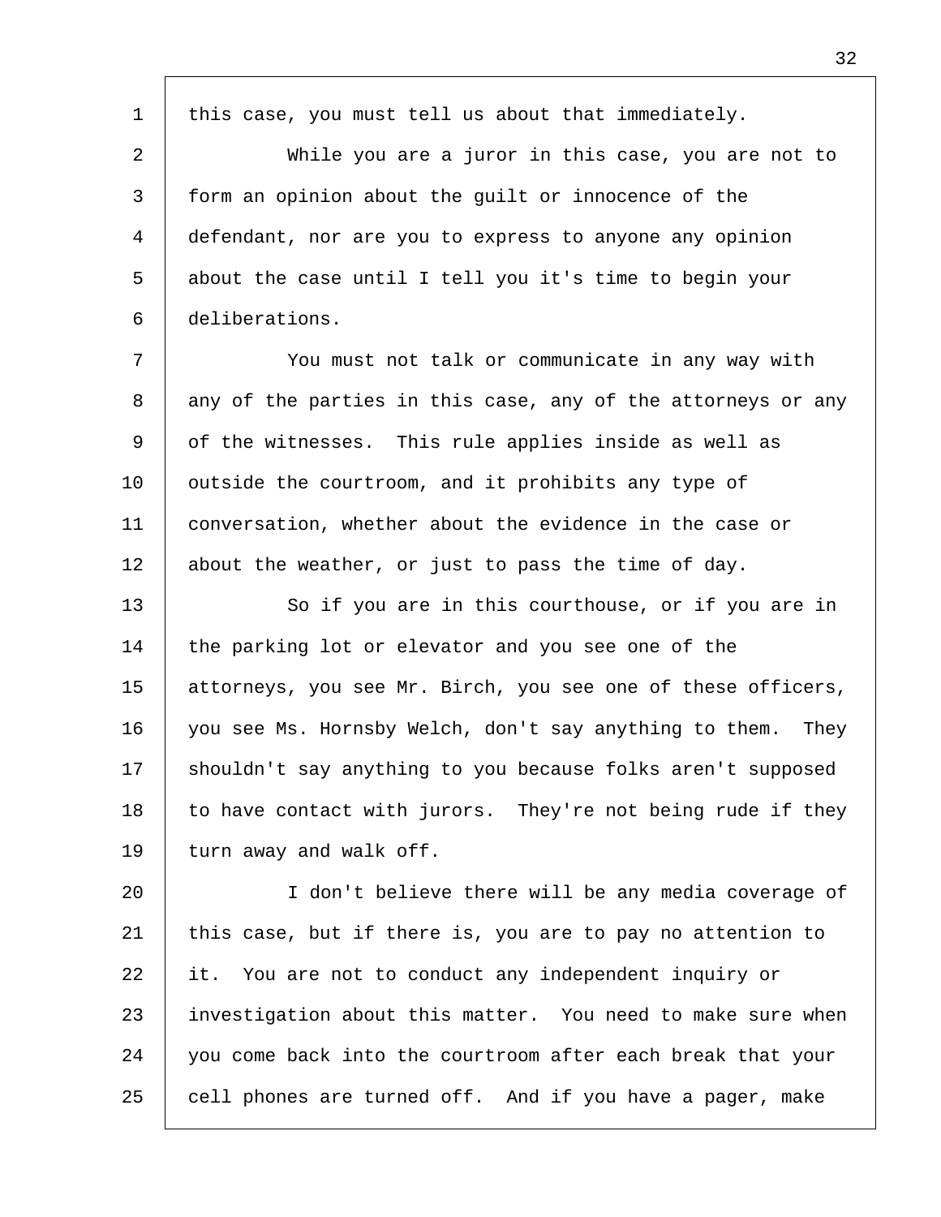this case, you must tell us about that immediately.

While you are a juror in this case, you are not to form an opinion about the guilt or innocence of the defendant, nor are you to express to anyone any opinion about the case until I tell you it's time to begin your deliberations.

You must not talk or communicate in any way with any of the parties in this case, any of the attorneys or any of the witnesses. This rule applies inside as well as outside the courtroom, and it prohibits any type of conversation, whether about the evidence in the case or about the weather, or just to pass the time of day.

So if you are in this courthouse, or if you are in the parking lot or elevator and you see one of the attorneys, you see Mr. Birch, you see one of these officers, you see Ms. Hornsby Welch, don't say anything to them. They shouldn't say anything to you because folks aren't supposed to have contact with jurors. They're not being rude if they turn away and walk off.

I don't believe there will be any media coverage of this case, but if there is, you are to pay no attention to it. You are not to conduct any independent inquiry or investigation about this matter. You need to make sure when you come back into the courtroom after each break that your cell phones are turned off. And if you have a pager, make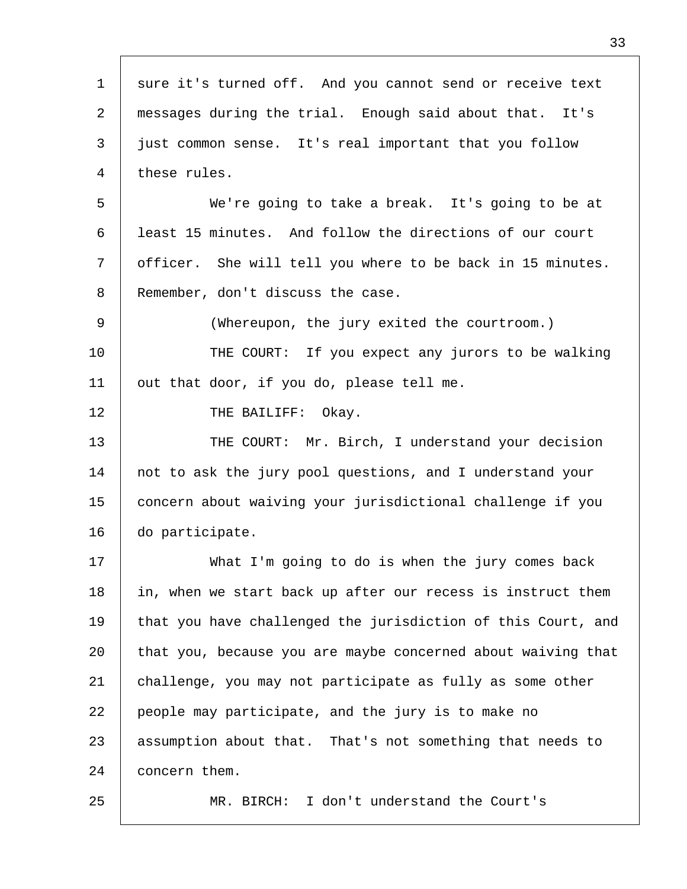sure it's turned off. And you cannot send or receive text messages during the trial. Enough said about that. It's just common sense. It's real important that you follow these rules.

We're going to take a break. It's going to be at least 15 minutes. And follow the directions of our court officer. She will tell you where to be back in 15 minutes. Remember, don't discuss the case.

(Whereupon, the jury exited the courtroom.)

THE COURT: If you expect any jurors to be walking out that door, if you do, please tell me.

THE BAILIFF: Okay.

THE COURT: Mr. Birch, I understand your decision not to ask the jury pool questions, and I understand your concern about waiving your jurisdictional challenge if you do participate.

What I'm going to do is when the jury comes back in, when we start back up after our recess is instruct them that you have challenged the jurisdiction of this Court, and that you, because you are maybe concerned about waiving that challenge, you may not participate as fully as some other people may participate, and the jury is to make no assumption about that. That's not something that needs to concern them.

MR. BIRCH: I don't understand the Court's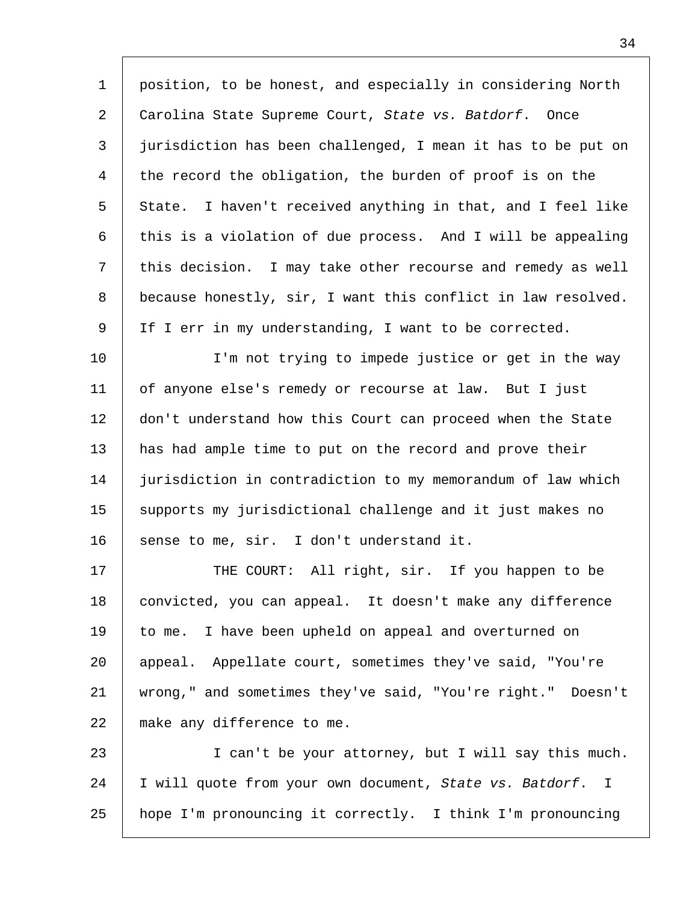position, to be honest, and especially in considering North Carolina State Supreme Court, *State vs. Batdorf*. Once jurisdiction has been challenged, I mean it has to be put on the record the obligation, the burden of proof is on the State. I haven't received anything in that, and I feel like this is a violation of due process. And I will be appealing this decision. I may take other recourse and remedy as well because honestly, sir, I want this conflict in law resolved. If I err in my understanding, I want to be corrected.

I'm not trying to impede justice or get in the way of anyone else's remedy or recourse at law. But I just don't understand how this Court can proceed when the State has had ample time to put on the record and prove their jurisdiction in contradiction to my memorandum of law which supports my jurisdictional challenge and it just makes no sense to me, sir. I don't understand it.

THE COURT: All right, sir. If you happen to be convicted, you can appeal. It doesn't make any difference to me. I have been upheld on appeal and overturned on appeal. Appellate court, sometimes they've said, "You're wrong," and sometimes they've said, "You're right." Doesn't make any difference to me.

I can't be your attorney, but I will say this much. I will quote from your own document, *State vs. Batdorf*. I hope I'm pronouncing it correctly. I think I'm pronouncing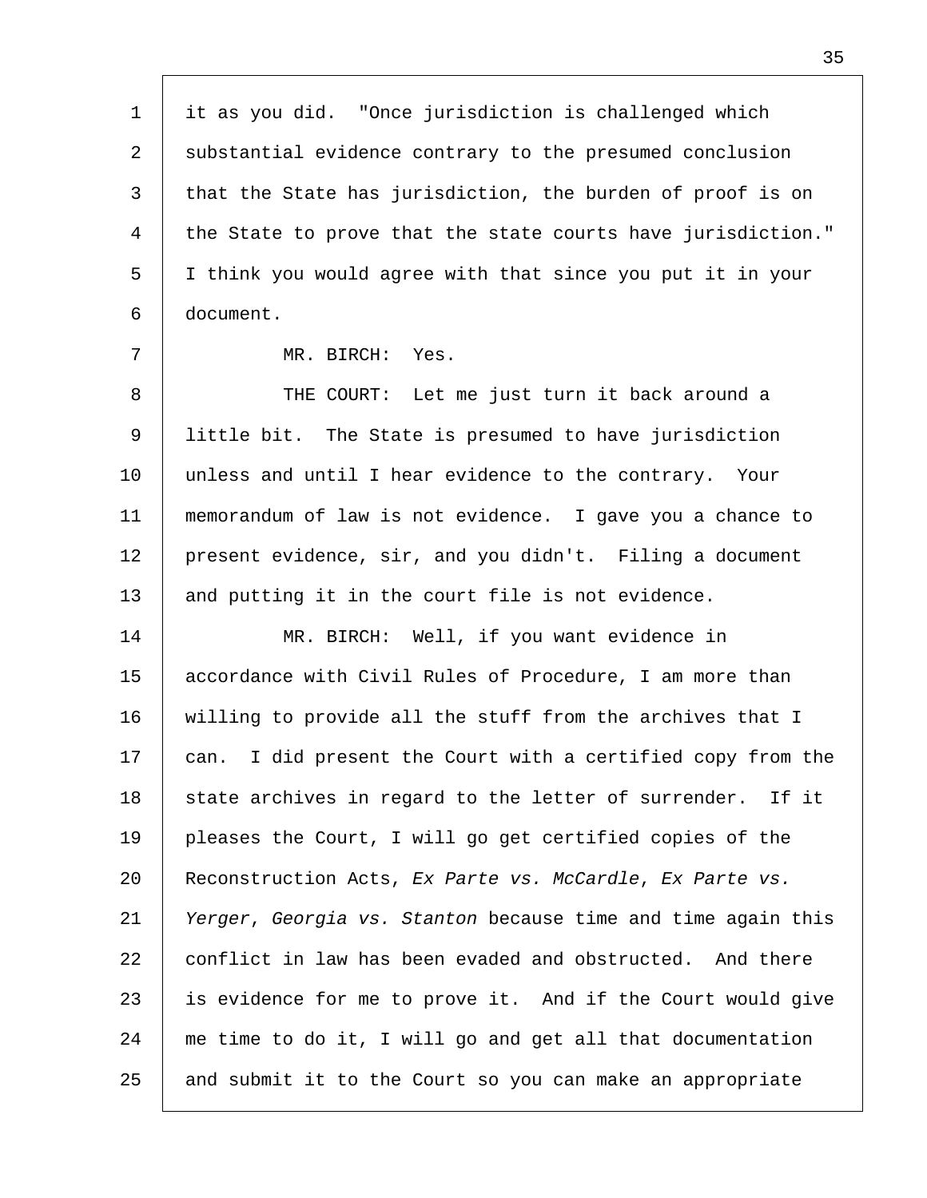it as you did. "Once jurisdiction is challenged which substantial evidence contrary to the presumed conclusion that the State has jurisdiction, the burden of proof is on the State to prove that the state courts have jurisdiction." I think you would agree with that since you put it in your document.

MR. BIRCH: Yes.

THE COURT: Let me just turn it back around a little bit. The State is presumed to have jurisdiction unless and until I hear evidence to the contrary. Your memorandum of law is not evidence. I gave you a chance to present evidence, sir, and you didn't. Filing a document and putting it in the court file is not evidence.

MR. BIRCH: Well, if you want evidence in accordance with Civil Rules of Procedure, I am more than willing to provide all the stuff from the archives that I can. I did present the Court with a certified copy from the state archives in regard to the letter of surrender. If it pleases the Court, I will go get certified copies of the Reconstruction Acts, *Ex Parte vs. McCardle*, *Ex Parte vs. Yerger*, *Georgia vs. Stanton* because time and time again this conflict in law has been evaded and obstructed. And there is evidence for me to prove it. And if the Court would give me time to do it, I will go and get all that documentation and submit it to the Court so you can make an appropriate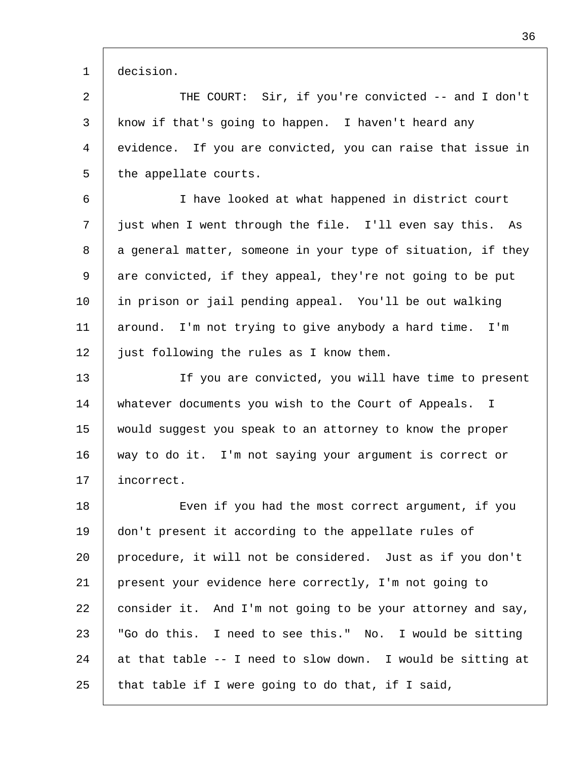decision.

THE COURT: Sir, if you're convicted -- and I don't know if that's going to happen. I haven't heard any evidence. If you are convicted, you can raise that issue in the appellate courts.

I have looked at what happened in district court just when I went through the file. I'll even say this. As a general matter, someone in your type of situation, if they are convicted, if they appeal, they're not going to be put in prison or jail pending appeal. You'll be out walking around. I'm not trying to give anybody a hard time. I'm just following the rules as I know them.

If you are convicted, you will have time to present whatever documents you wish to the Court of Appeals. I would suggest you speak to an attorney to know the proper way to do it. I'm not saying your argument is correct or incorrect.

Even if you had the most correct argument, if you don't present it according to the appellate rules of procedure, it will not be considered. Just as if you don't present your evidence here correctly, I'm not going to consider it. And I'm not going to be your attorney and say, "Go do this. I need to see this." No. I would be sitting at that table -- I need to slow down. I would be sitting at that table if I were going to do that, if I said,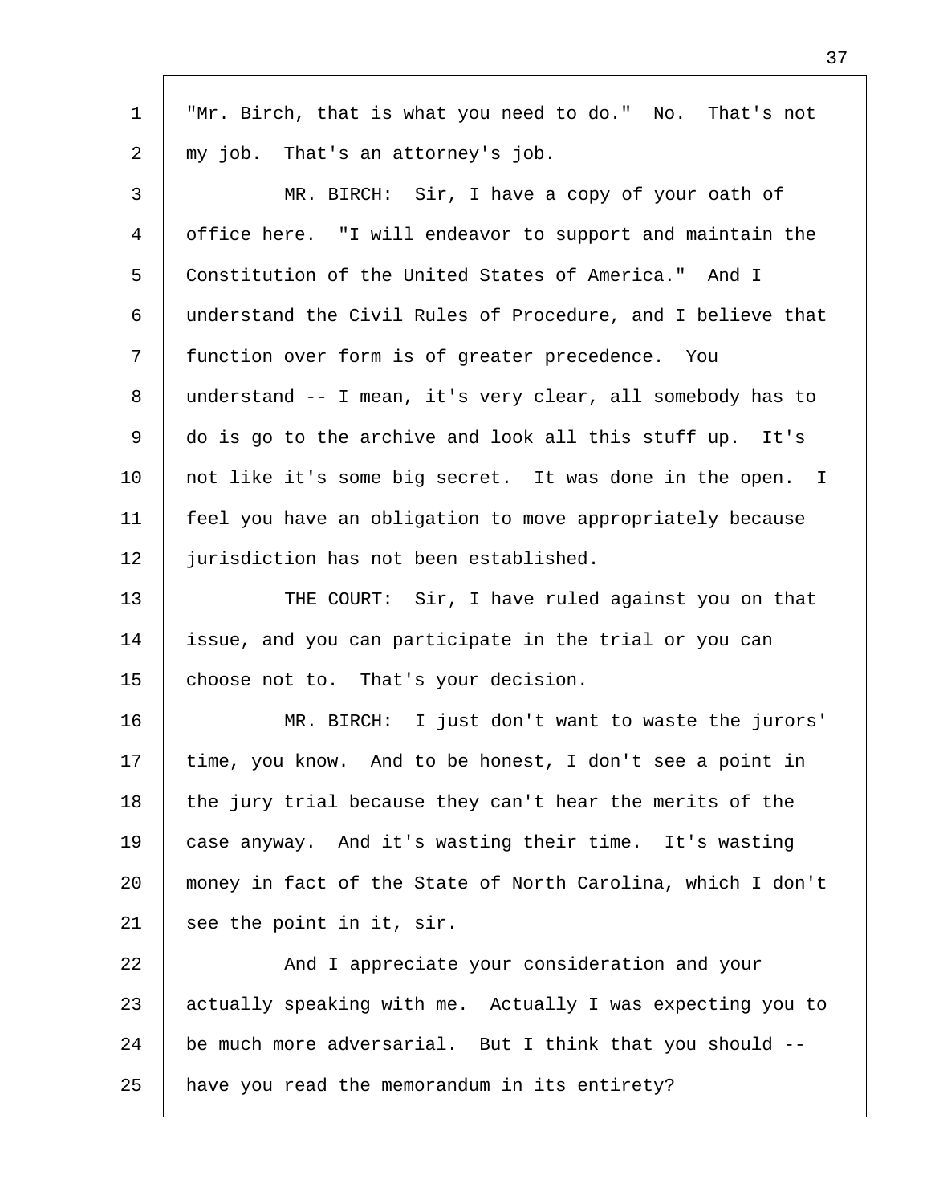"Mr. Birch, that is what you need to do." No. That's not my job. That's an attorney's job.

MR. BIRCH: Sir, I have a copy of your oath of office here. "I will endeavor to support and maintain the Constitution of the United States of America." And I understand the Civil Rules of Procedure, and I believe that function over form is of greater precedence. You understand -- I mean, it's very clear, all somebody has to do is go to the archive and look all this stuff up. It's not like it's some big secret. It was done in the open. I feel you have an obligation to move appropriately because jurisdiction has not been established.

THE COURT: Sir, I have ruled against you on that issue, and you can participate in the trial or you can choose not to. That's your decision.

MR. BIRCH: I just don't want to waste the jurors' time, you know. And to be honest, I don't see a point in the jury trial because they can't hear the merits of the case anyway. And it's wasting their time. It's wasting money in fact of the State of North Carolina, which I don't see the point in it, sir.

And I appreciate your consideration and your actually speaking with me. Actually I was expecting you to be much more adversarial. But I think that you should -- have you read the memorandum in its entirety?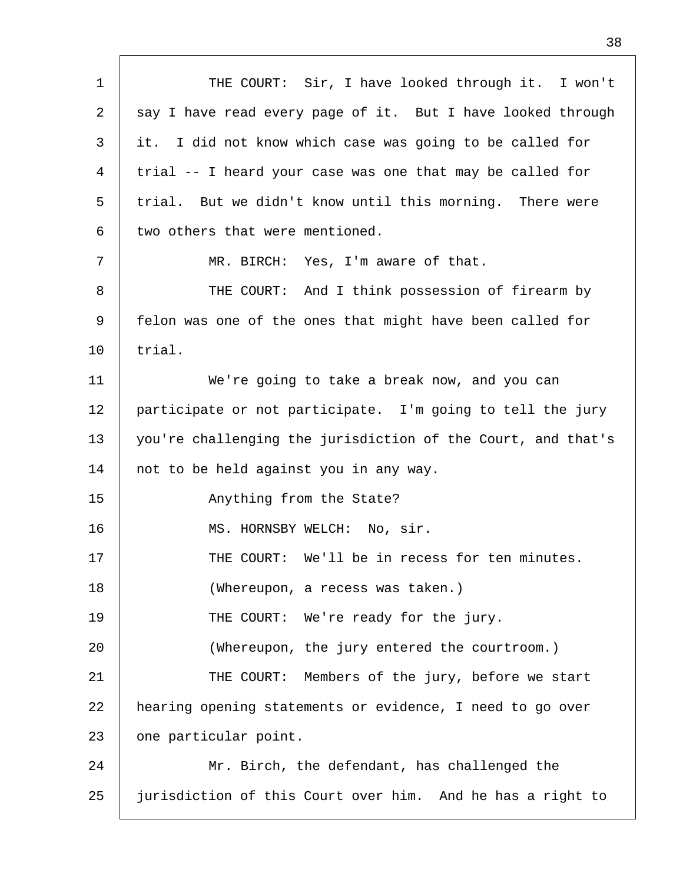THE COURT: Sir, I have looked through it. I won't say I have read every page of it. But I have looked through it. I did not know which case was going to be called for trial -- I heard your case was one that may be called for trial. But we didn't know until this morning. There were two others that were mentioned.

MR. BIRCH: Yes, I'm aware of that.

THE COURT: And I think possession of firearm by felon was one of the ones that might have been called for trial.

We're going to take a break now, and you can participate or not participate. I'm going to tell the jury you're challenging the jurisdiction of the Court, and that's not to be held against you in any way.

Anything from the State?

MS. HORNSBY WELCH: No, sir.

THE COURT: We'll be in recess for ten minutes.

(Whereupon, a recess was taken.)

THE COURT: We're ready for the jury.

(Whereupon, the jury entered the courtroom.)

THE COURT: Members of the jury, before we start hearing opening statements or evidence, I need to go over one particular point.

Mr. Birch, the defendant, has challenged the jurisdiction of this Court over him. And he has a right to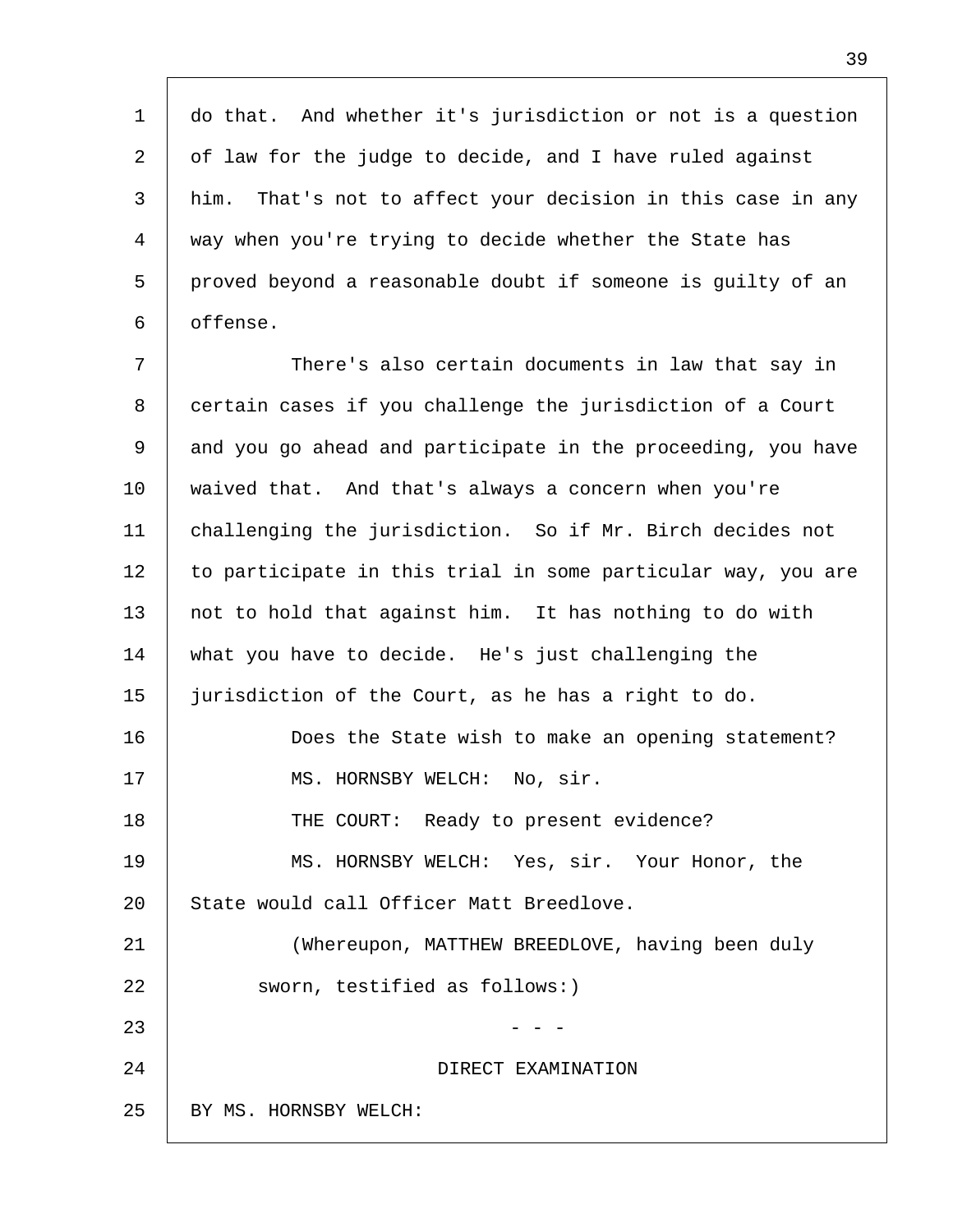do that. And whether it's jurisdiction or not is a question of law for the judge to decide, and I have ruled against him. That's not to affect your decision in this case in any way when you're trying to decide whether the State has proved beyond a reasonable doubt if someone is guilty of an offense.

There's also certain documents in law that say in certain cases if you challenge the jurisdiction of a Court and you go ahead and participate in the proceeding, you have waived that. And that's always a concern when you're challenging the jurisdiction. So if Mr. Birch decides not to participate in this trial in some particular way, you are not to hold that against him. It has nothing to do with what you have to decide. He's just challenging the jurisdiction of the Court, as he has a right to do.

Does the State wish to make an opening statement?

MS. HORNSBY WELCH: No, sir.

THE COURT: Ready to present evidence?

MS. HORNSBY WELCH: Yes, sir. Your Honor, the State would call Officer Matt Breedlove.

(Whereupon, MATTHEW BREEDLOVE, having been duly sworn, testified as follows:)

- - -

DIRECT EXAMINATION

BY MS. HORNSBY WELCH: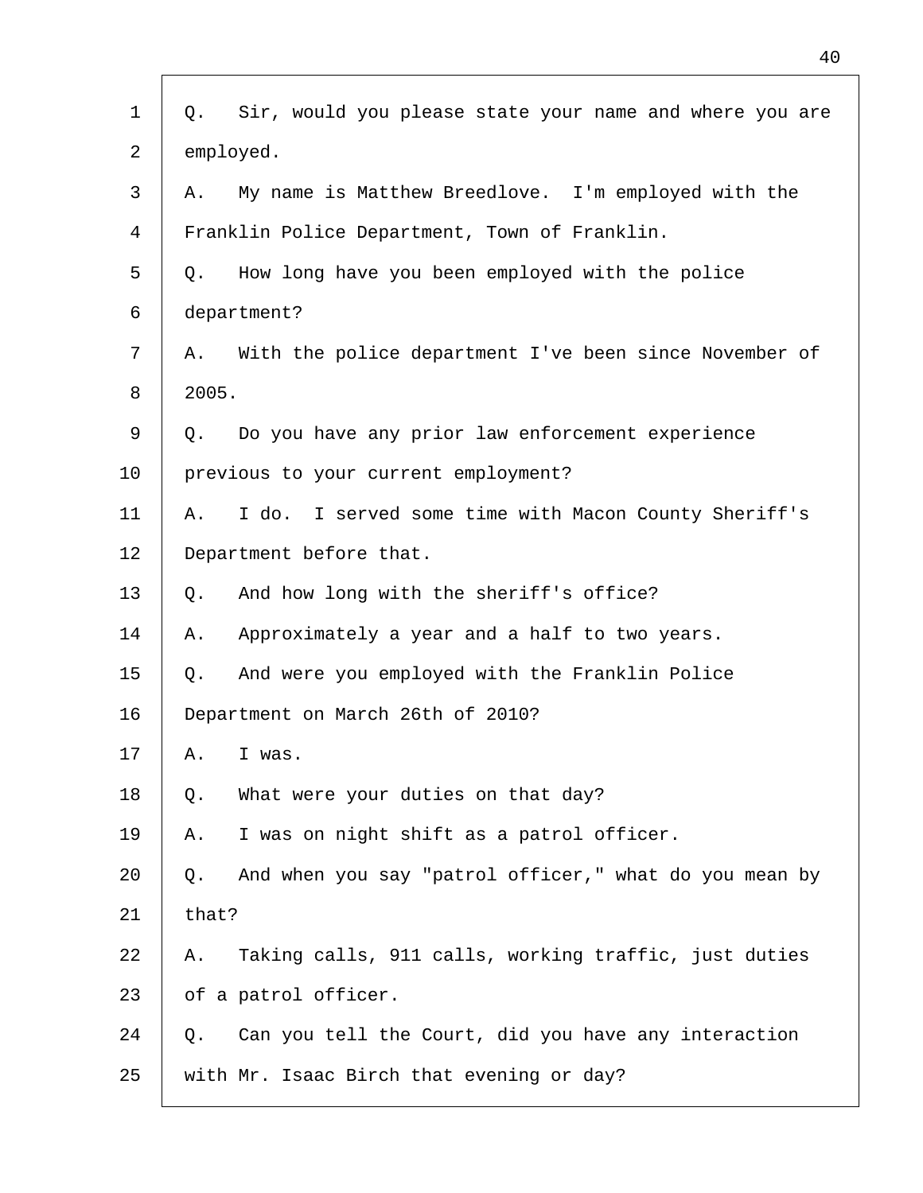Q. Sir, would you please state your name and where you are employed.

A. My name is Matthew Breedlove. I'm employed with the Franklin Police Department, Town of Franklin.

Q. How long have you been employed with the police department?

A. With the police department I've been since November of 2005.

Q. Do you have any prior law enforcement experience previous to your current employment?

A. I do. I served some time with Macon County Sheriff's Department before that.

Q. And how long with the sheriff's office?

A. Approximately a year and a half to two years.

Q. And were you employed with the Franklin Police Department on March 26th of 2010?

A. I was.

Q. What were your duties on that day?

A. I was on night shift as a patrol officer.

Q. And when you say "patrol officer," what do you mean by that?

A. Taking calls, 911 calls, working traffic, just duties of a patrol officer.

Q. Can you tell the Court, did you have any interaction with Mr. Isaac Birch that evening or day?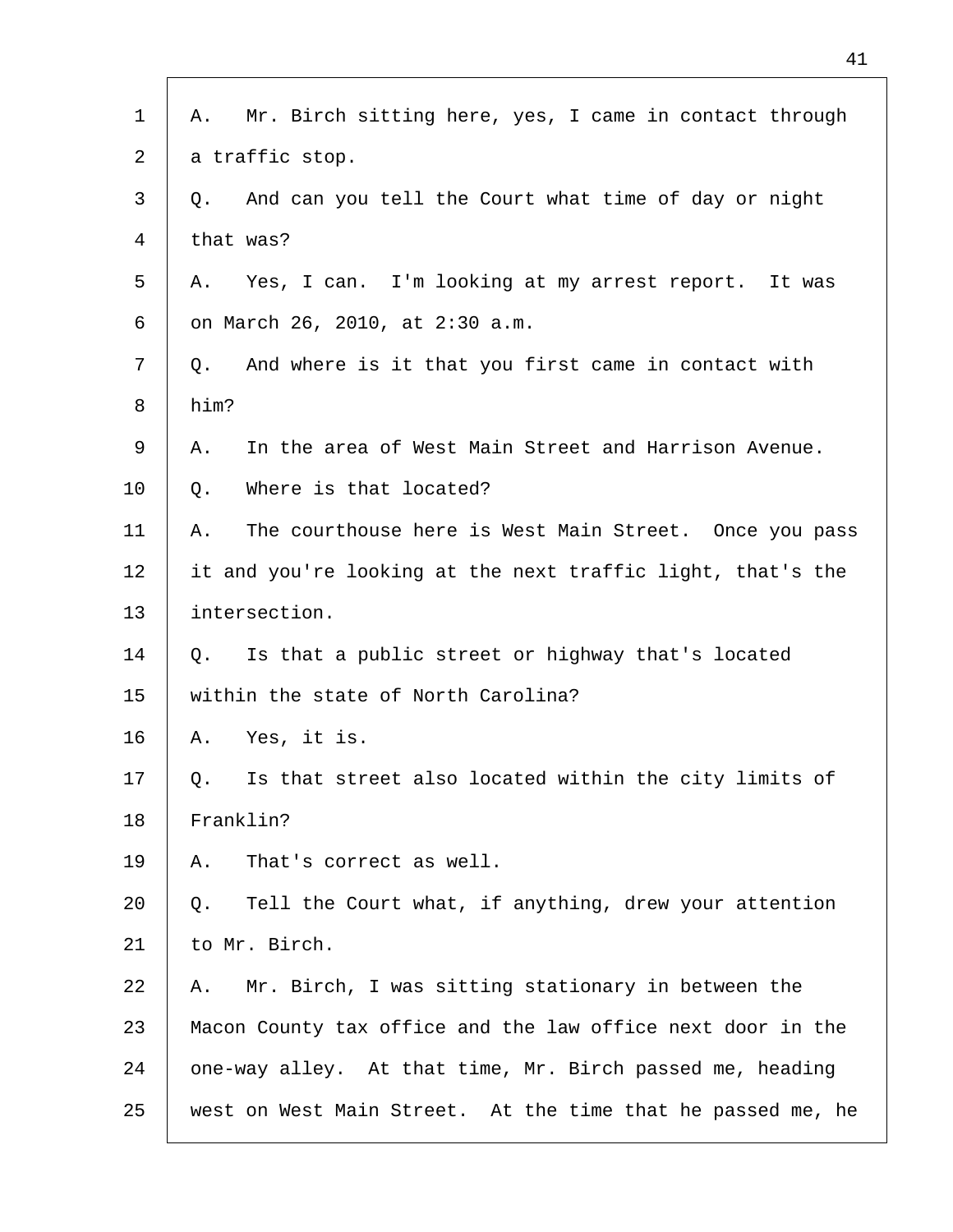A. Mr. Birch sitting here, yes, I came in contact through a traffic stop.

Q. And can you tell the Court what time of day or night that was?

A. Yes, I can. I'm looking at my arrest report. It was on March 26, 2010, at 2:30 a.m.

Q. And where is it that you first came in contact with him?

A. In the area of West Main Street and Harrison Avenue.

Q. Where is that located?

A. The courthouse here is West Main Street. Once you pass it and you're looking at the next traffic light, that's the intersection.

Q. Is that a public street or highway that's located within the state of North Carolina?

A. Yes, it is.

Q. Is that street also located within the city limits of Franklin?

A. That's correct as well.

Q. Tell the Court what, if anything, drew your attention to Mr. Birch.

A. Mr. Birch, I was sitting stationary in between the Macon County tax office and the law office next door in the one-way alley. At that time, Mr. Birch passed me, heading west on West Main Street. At the time that he passed me, he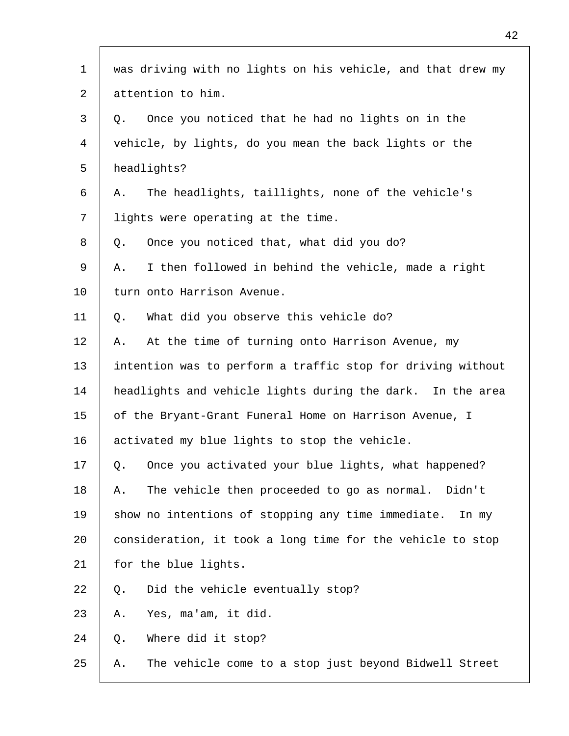1 was driving with no lights on his vehicle, and that drew my
2 attention to him.
3 Q. Once you noticed that he had no lights on in the
4 vehicle, by lights, do you mean the back lights or the
5 headlights?
6 A. The headlights, taillights, none of the vehicle's
7 lights were operating at the time.
8 Q. Once you noticed that, what did you do?
9 A. I then followed in behind the vehicle, made a right
10 turn onto Harrison Avenue.
11 Q. What did you observe this vehicle do?
12 A. At the time of turning onto Harrison Avenue, my
13 intention was to perform a traffic stop for driving without
14 headlights and vehicle lights during the dark. In the area
15 of the Bryant-Grant Funeral Home on Harrison Avenue, I
16 activated my blue lights to stop the vehicle.
17 Q. Once you activated your blue lights, what happened?
18 A. The vehicle then proceeded to go as normal. Didn't
19 show no intentions of stopping any time immediate. In my
20 consideration, it took a long time for the vehicle to stop
21 for the blue lights.
22 Q. Did the vehicle eventually stop?
23 A. Yes, ma'am, it did.
24 Q. Where did it stop?
25 A. The vehicle come to a stop just beyond Bidwell Street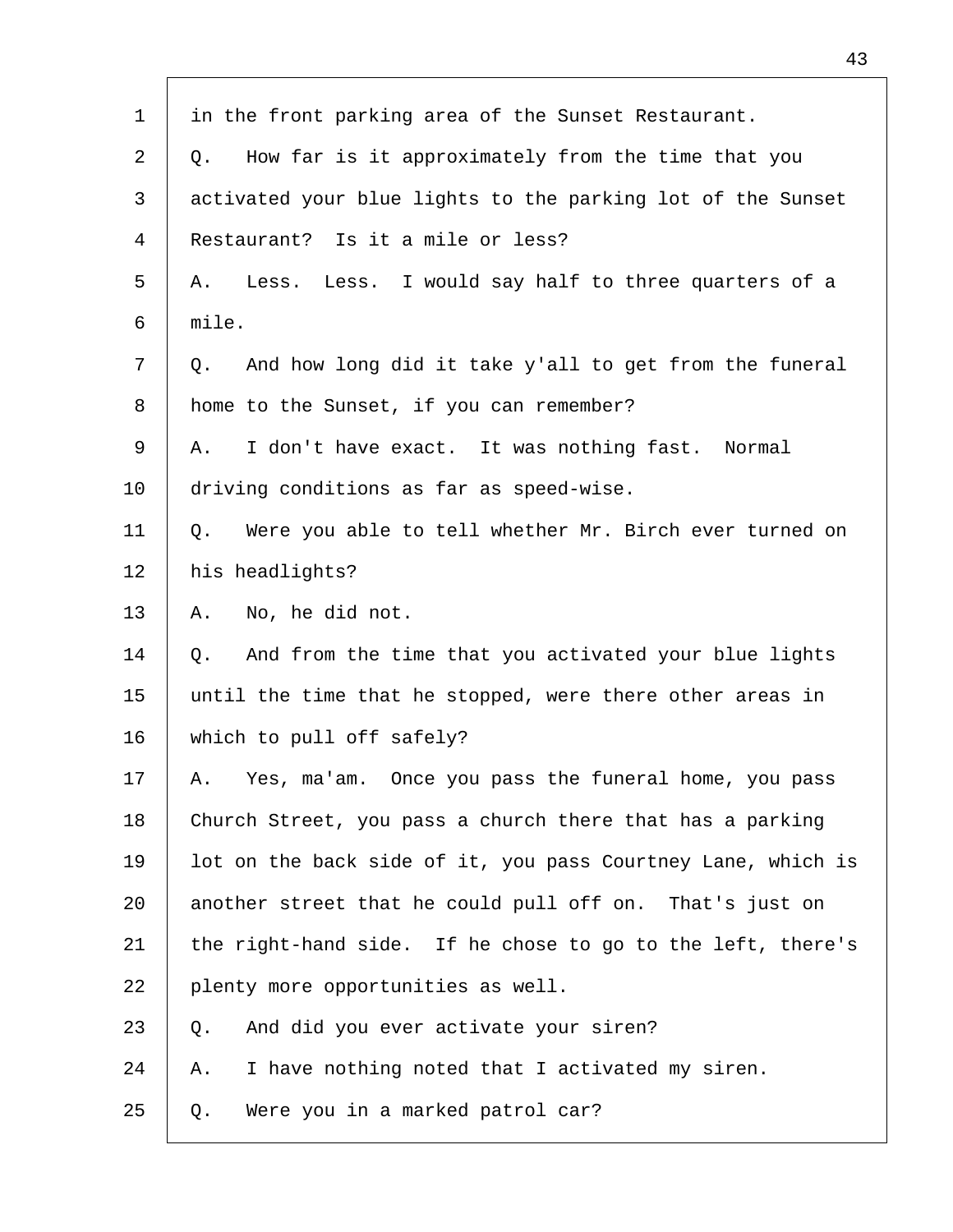in the front parking area of the Sunset Restaurant.

Q. How far is it approximately from the time that you activated your blue lights to the parking lot of the Sunset Restaurant? Is it a mile or less?

A. Less. Less. I would say half to three quarters of a mile.

Q. And how long did it take y'all to get from the funeral home to the Sunset, if you can remember?

A. I don't have exact. It was nothing fast. Normal driving conditions as far as speed-wise.

Q. Were you able to tell whether Mr. Birch ever turned on his headlights?

A. No, he did not.

Q. And from the time that you activated your blue lights until the time that he stopped, were there other areas in which to pull off safely?

A. Yes, ma'am. Once you pass the funeral home, you pass Church Street, you pass a church there that has a parking lot on the back side of it, you pass Courtney Lane, which is another street that he could pull off on. That's just on the right-hand side. If he chose to go to the left, there's plenty more opportunities as well.

Q. And did you ever activate your siren?

A. I have nothing noted that I activated my siren.

Q. Were you in a marked patrol car?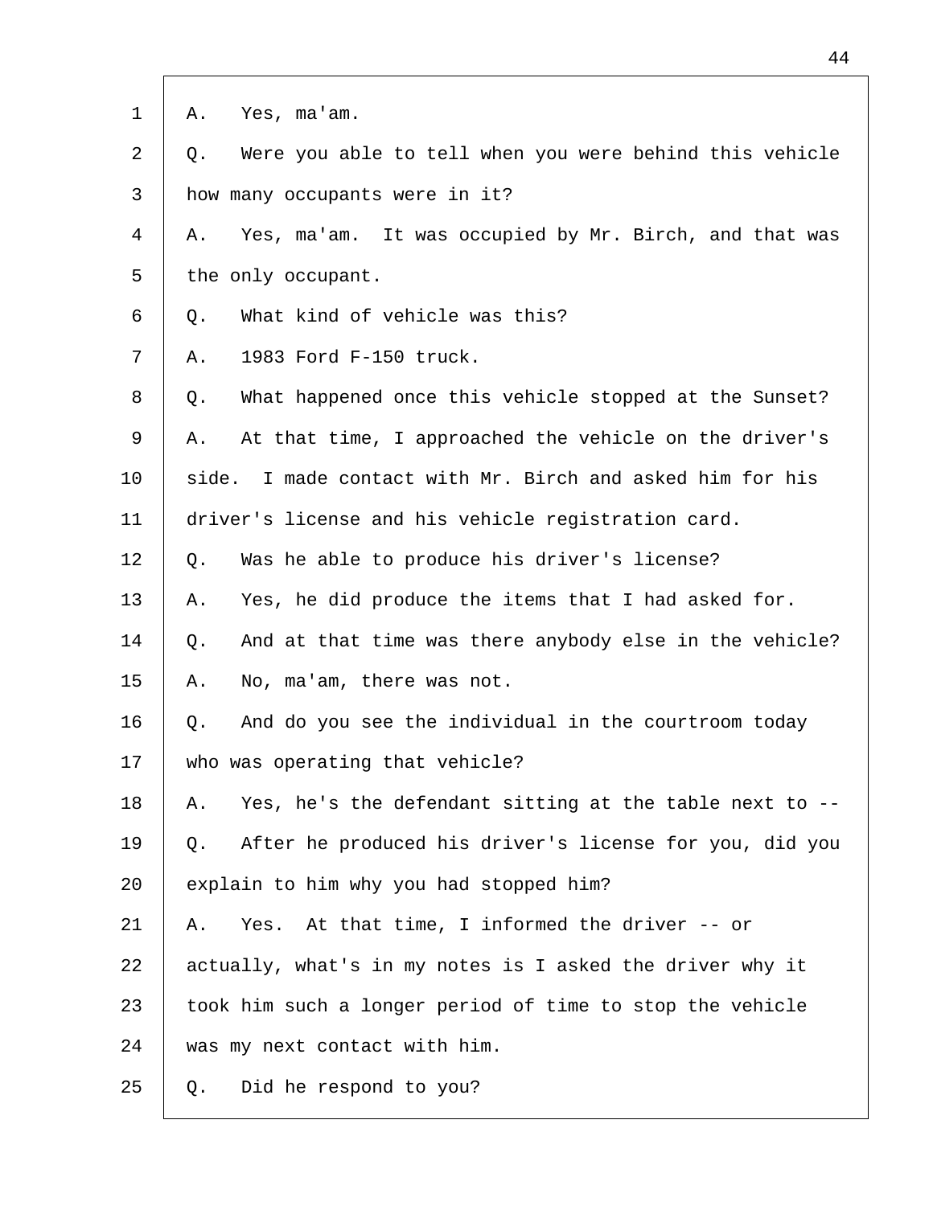1 A. Yes, ma'am.

2 Q. Were you able to tell when you were behind this vehicle

3 how many occupants were in it?

4 A. Yes, ma'am. It was occupied by Mr. Birch, and that was

5 the only occupant.

6 Q. What kind of vehicle was this?

7 A. 1983 Ford F-150 truck.

8 Q. What happened once this vehicle stopped at the Sunset?

9 A. At that time, I approached the vehicle on the driver's

10 side. I made contact with Mr. Birch and asked him for his

11 driver's license and his vehicle registration card.

12 Q. Was he able to produce his driver's license?

13 A. Yes, he did produce the items that I had asked for.

14 Q. And at that time was there anybody else in the vehicle?

15 A. No, ma'am, there was not.

16 Q. And do you see the individual in the courtroom today

17 who was operating that vehicle?

18 A. Yes, he's the defendant sitting at the table next to --

19 Q. After he produced his driver's license for you, did you

20 explain to him why you had stopped him?

21 A. Yes. At that time, I informed the driver -- or

22 actually, what's in my notes is I asked the driver why it

23 took him such a longer period of time to stop the vehicle

24 was my next contact with him.

25 Q. Did he respond to you?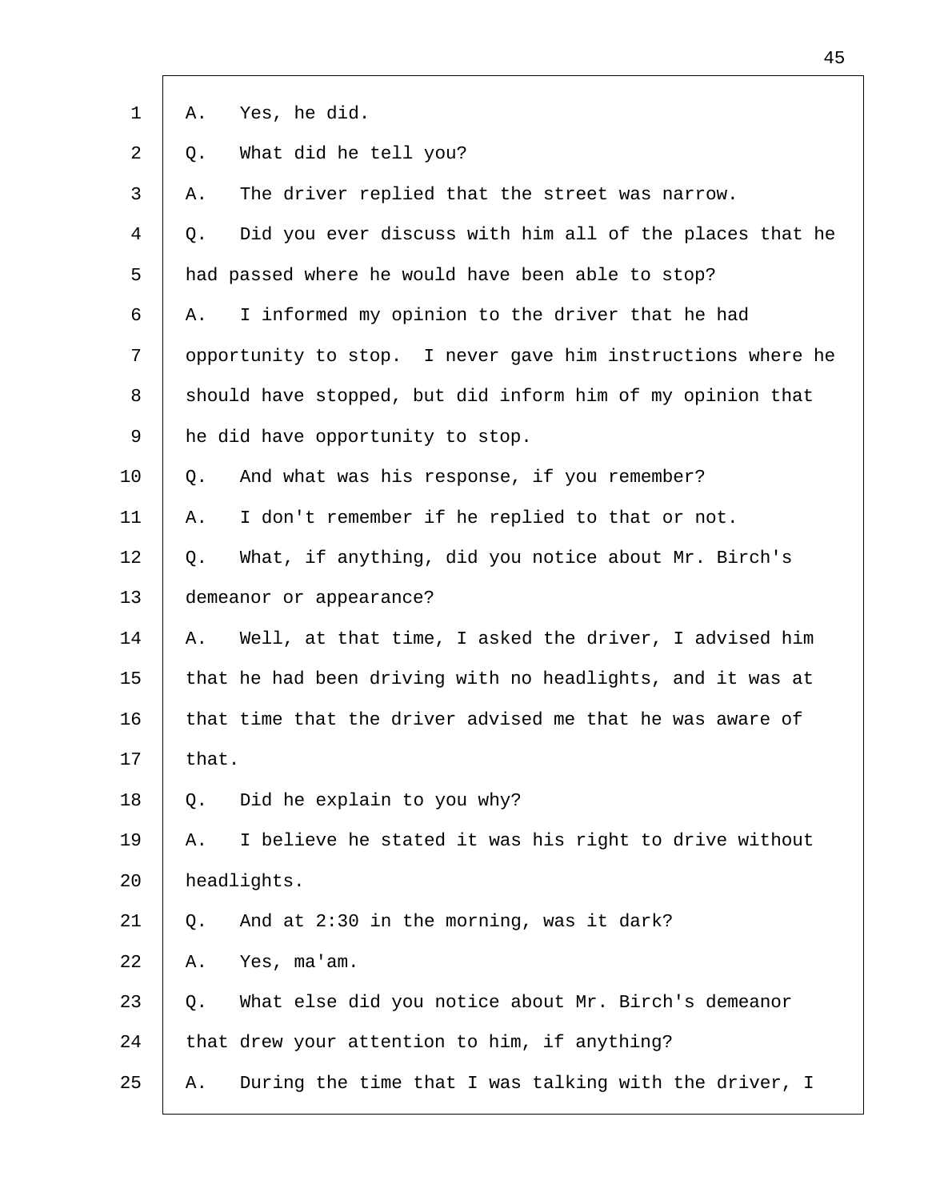1 A. Yes, he did.

2 Q. What did he tell you?

3 A. The driver replied that the street was narrow.

4 Q. Did you ever discuss with him all of the places that he

5 had passed where he would have been able to stop?

6 A. I informed my opinion to the driver that he had

7 opportunity to stop. I never gave him instructions where he

8 should have stopped, but did inform him of my opinion that

9 he did have opportunity to stop.

10 Q. And what was his response, if you remember?

11 A. I don't remember if he replied to that or not.

12 Q. What, if anything, did you notice about Mr. Birch's

13 demeanor or appearance?

14 A. Well, at that time, I asked the driver, I advised him

15 that he had been driving with no headlights, and it was at

16 that time that the driver advised me that he was aware of

17 that.

18 Q. Did he explain to you why?

19 A. I believe he stated it was his right to drive without

20 headlights.

21 Q. And at 2:30 in the morning, was it dark?

22 A. Yes, ma'am.

23 Q. What else did you notice about Mr. Birch's demeanor

24 that drew your attention to him, if anything?

25 A. During the time that I was talking with the driver, I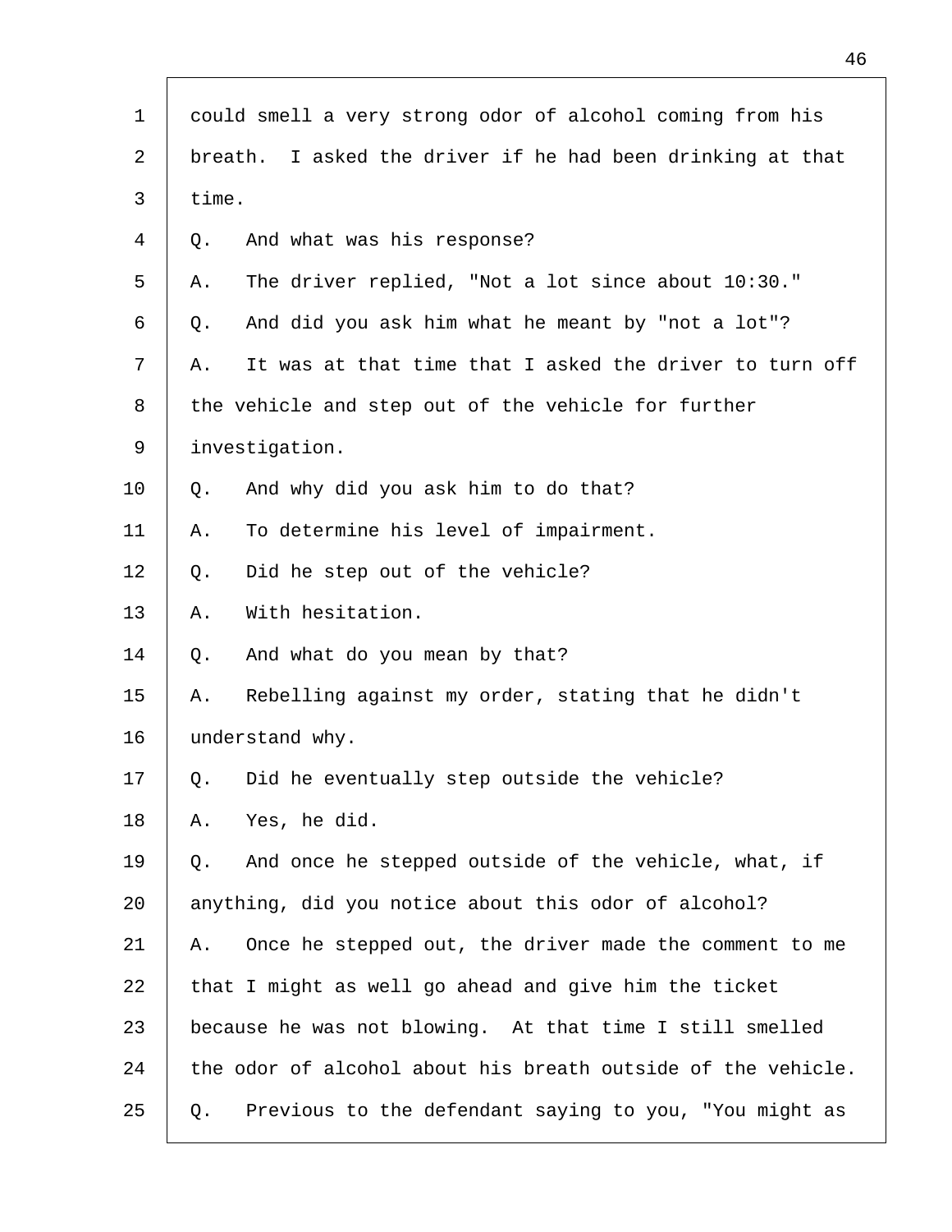could smell a very strong odor of alcohol coming from his breath. I asked the driver if he had been drinking at that time.

Q. And what was his response?

A. The driver replied, "Not a lot since about 10:30."

Q. And did you ask him what he meant by "not a lot"?

A. It was at that time that I asked the driver to turn off the vehicle and step out of the vehicle for further investigation.

Q. And why did you ask him to do that?

A. To determine his level of impairment.

Q. Did he step out of the vehicle?

A. With hesitation.

Q. And what do you mean by that?

A. Rebelling against my order, stating that he didn't understand why.

Q. Did he eventually step outside the vehicle?

A. Yes, he did.

Q. And once he stepped outside of the vehicle, what, if anything, did you notice about this odor of alcohol?

A. Once he stepped out, the driver made the comment to me that I might as well go ahead and give him the ticket because he was not blowing. At that time I still smelled the odor of alcohol about his breath outside of the vehicle.

Q. Previous to the defendant saying to you, "You might as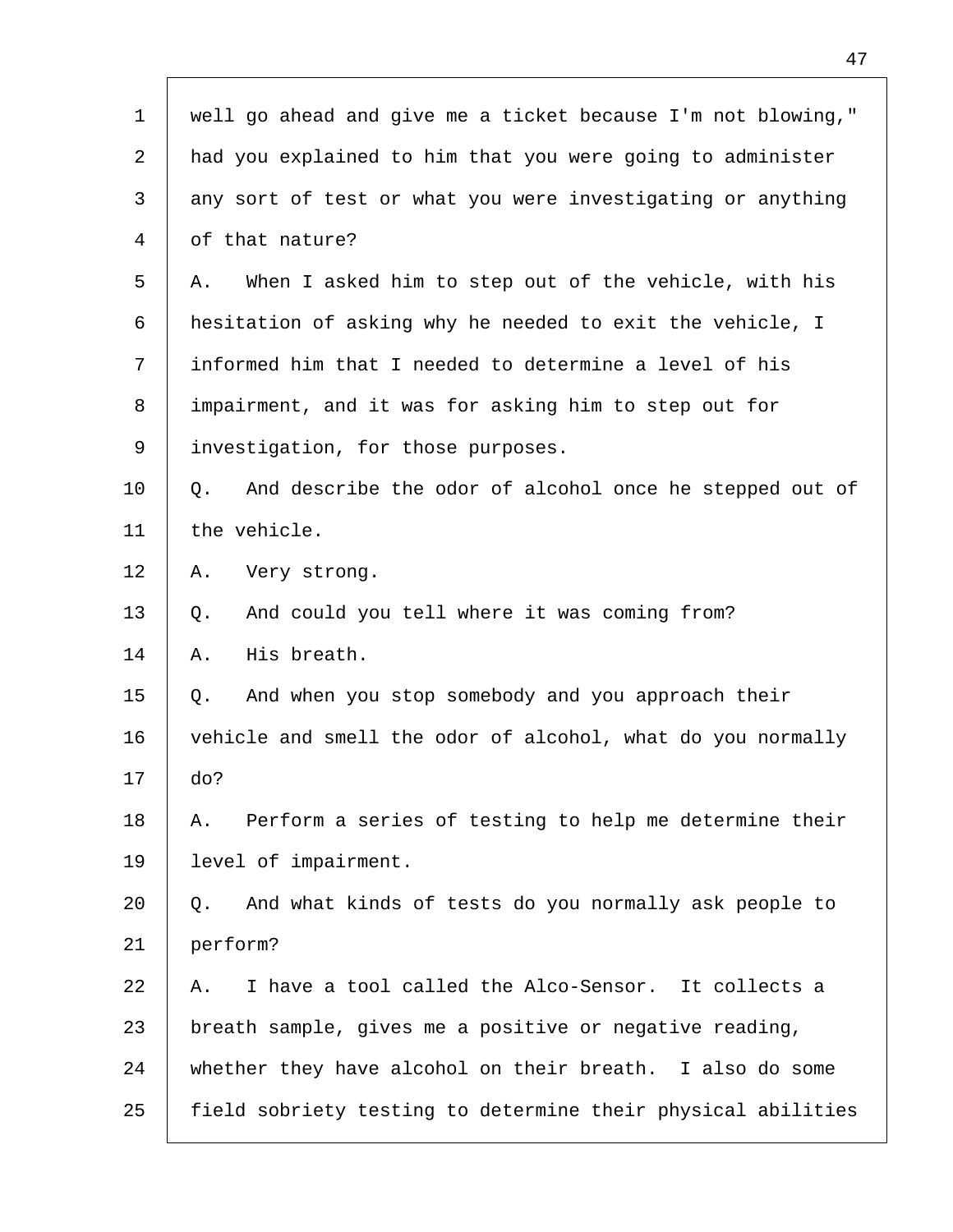well go ahead and give me a ticket because I'm not blowing," had you explained to him that you were going to administer any sort of test or what you were investigating or anything of that nature?

A. When I asked him to step out of the vehicle, with his hesitation of asking why he needed to exit the vehicle, I informed him that I needed to determine a level of his impairment, and it was for asking him to step out for investigation, for those purposes.

Q. And describe the odor of alcohol once he stepped out of the vehicle.

A. Very strong.

Q. And could you tell where it was coming from?

A. His breath.

Q. And when you stop somebody and you approach their vehicle and smell the odor of alcohol, what do you normally do?

A. Perform a series of testing to help me determine their level of impairment.

Q. And what kinds of tests do you normally ask people to perform?

A. I have a tool called the Alco-Sensor. It collects a breath sample, gives me a positive or negative reading, whether they have alcohol on their breath. I also do some field sobriety testing to determine their physical abilities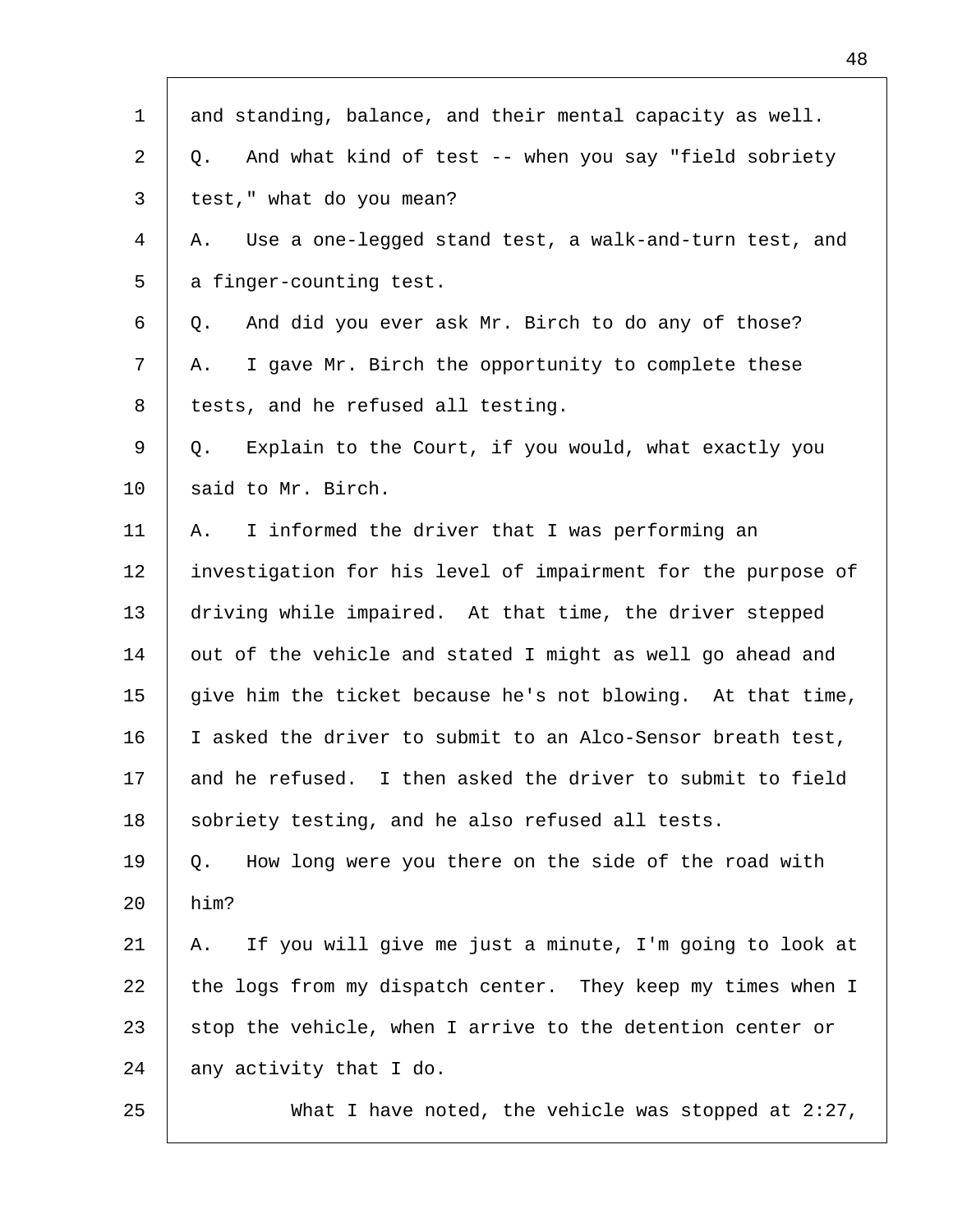and standing, balance, and their mental capacity as well.

Q. And what kind of test -- when you say "field sobriety test," what do you mean?

A. Use a one-legged stand test, a walk-and-turn test, and a finger-counting test.

Q. And did you ever ask Mr. Birch to do any of those?

A. I gave Mr. Birch the opportunity to complete these tests, and he refused all testing.

Q. Explain to the Court, if you would, what exactly you said to Mr. Birch.

A. I informed the driver that I was performing an investigation for his level of impairment for the purpose of driving while impaired. At that time, the driver stepped out of the vehicle and stated I might as well go ahead and give him the ticket because he's not blowing. At that time, I asked the driver to submit to an Alco-Sensor breath test, and he refused. I then asked the driver to submit to field sobriety testing, and he also refused all tests.

Q. How long were you there on the side of the road with him?

A. If you will give me just a minute, I'm going to look at the logs from my dispatch center. They keep my times when I stop the vehicle, when I arrive to the detention center or any activity that I do.

What I have noted, the vehicle was stopped at 2:27,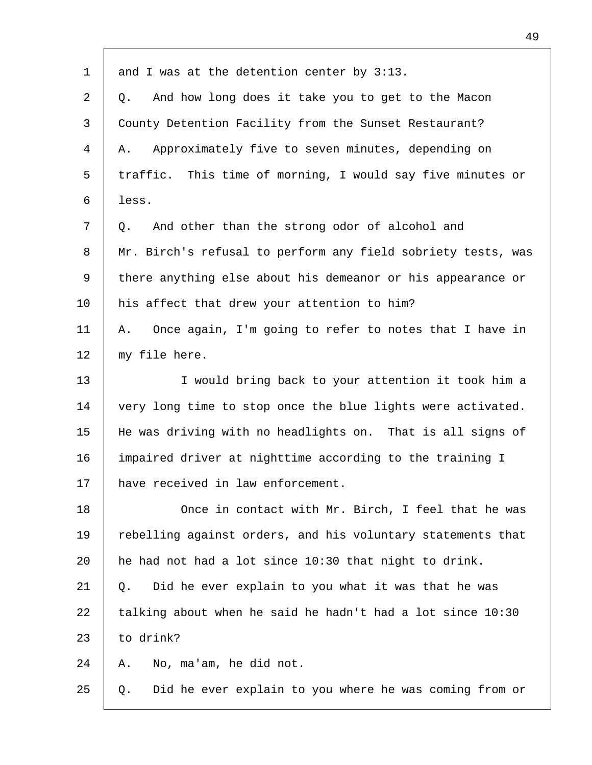and I was at the detention center by 3:13.

Q. And how long does it take you to get to the Macon County Detention Facility from the Sunset Restaurant?

A. Approximately five to seven minutes, depending on traffic. This time of morning, I would say five minutes or less.

Q. And other than the strong odor of alcohol and Mr. Birch's refusal to perform any field sobriety tests, was there anything else about his demeanor or his appearance or his affect that drew your attention to him?

A. Once again, I'm going to refer to notes that I have in my file here.

I would bring back to your attention it took him a very long time to stop once the blue lights were activated. He was driving with no headlights on. That is all signs of impaired driver at nighttime according to the training I have received in law enforcement.

Once in contact with Mr. Birch, I feel that he was rebelling against orders, and his voluntary statements that he had not had a lot since 10:30 that night to drink.

Q. Did he ever explain to you what it was that he was talking about when he said he hadn't had a lot since 10:30 to drink?

A. No, ma'am, he did not.

Q. Did he ever explain to you where he was coming from or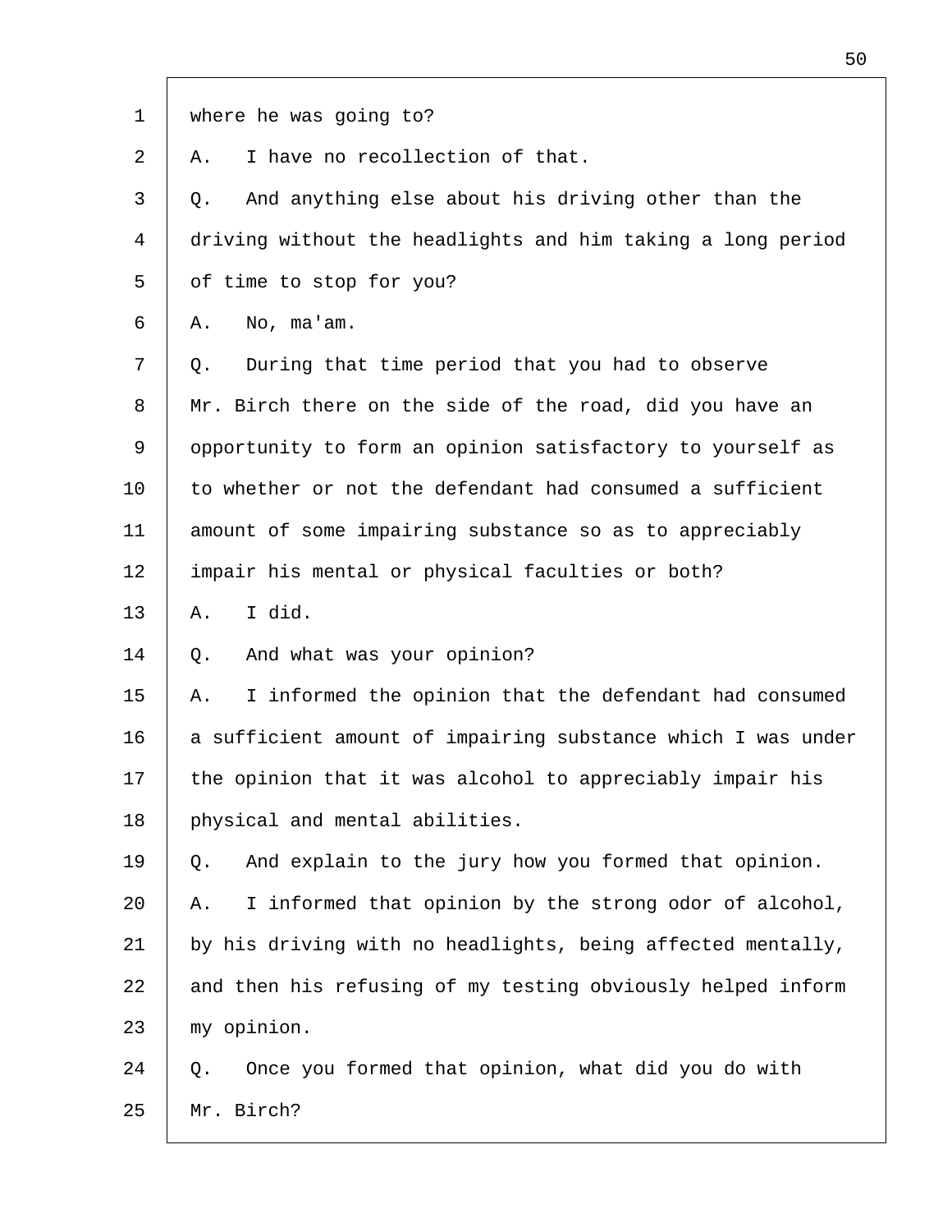1 where he was going to?

2 A. I have no recollection of that.

3 Q. And anything else about his driving other than the

4 driving without the headlights and him taking a long period

5 of time to stop for you?

6 A. No, ma'am.

7 Q. During that time period that you had to observe

8 Mr. Birch there on the side of the road, did you have an

9 opportunity to form an opinion satisfactory to yourself as

10 to whether or not the defendant had consumed a sufficient

11 amount of some impairing substance so as to appreciably

12 impair his mental or physical faculties or both?

13 A. I did.

14 Q. And what was your opinion?

15 A. I informed the opinion that the defendant had consumed

16 a sufficient amount of impairing substance which I was under

17 the opinion that it was alcohol to appreciably impair his

18 physical and mental abilities.

19 Q. And explain to the jury how you formed that opinion.

20 A. I informed that opinion by the strong odor of alcohol,

21 by his driving with no headlights, being affected mentally,

22 and then his refusing of my testing obviously helped inform

23 my opinion.

24 Q. Once you formed that opinion, what did you do with

25 Mr. Birch?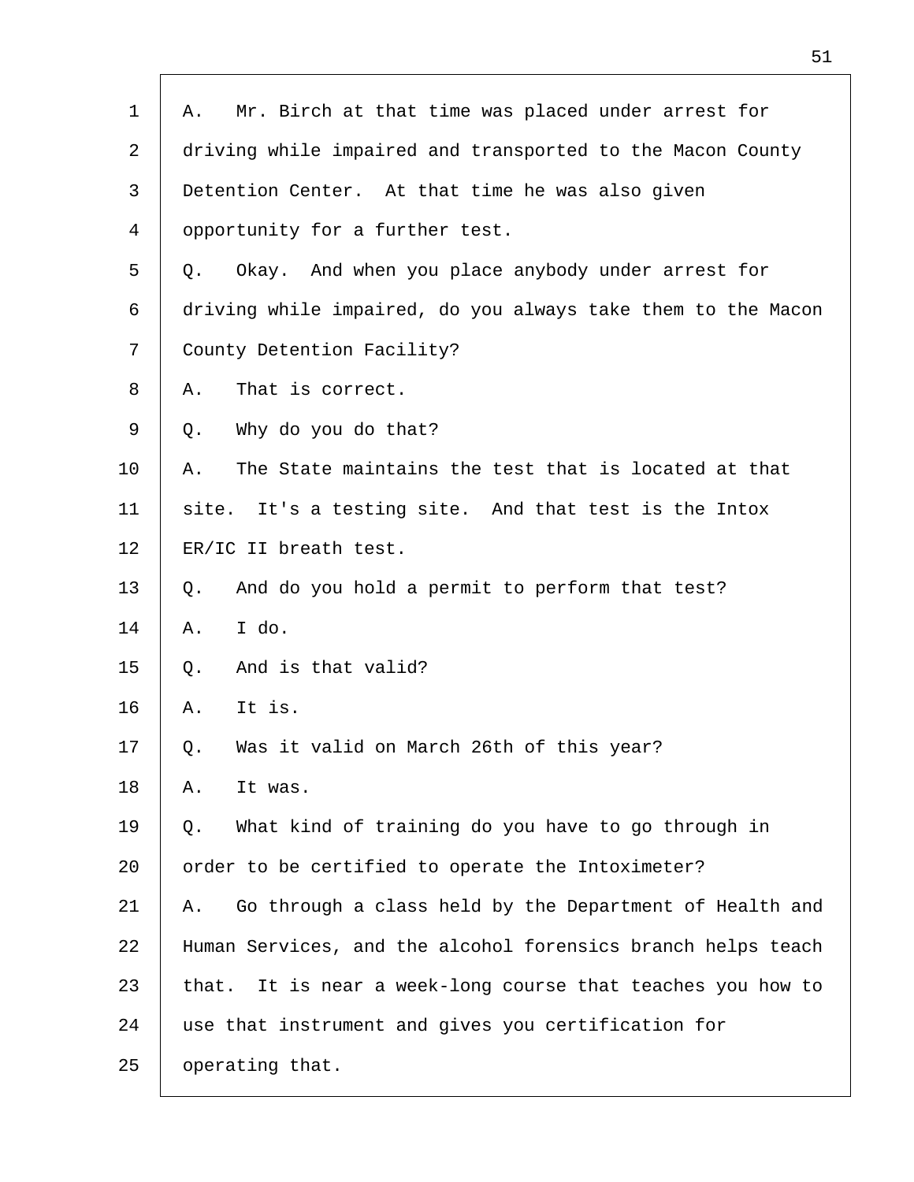A. Mr. Birch at that time was placed under arrest for driving while impaired and transported to the Macon County Detention Center. At that time he was also given opportunity for a further test.

Q. Okay. And when you place anybody under arrest for driving while impaired, do you always take them to the Macon County Detention Facility?

A. That is correct.

Q. Why do you do that?

A. The State maintains the test that is located at that site. It's a testing site. And that test is the Intox ER/IC II breath test.

Q. And do you hold a permit to perform that test?

A. I do.

Q. And is that valid?

A. It is.

Q. Was it valid on March 26th of this year?

A. It was.

Q. What kind of training do you have to go through in order to be certified to operate the Intoximeter?

A. Go through a class held by the Department of Health and Human Services, and the alcohol forensics branch helps teach that. It is near a week-long course that teaches you how to use that instrument and gives you certification for operating that.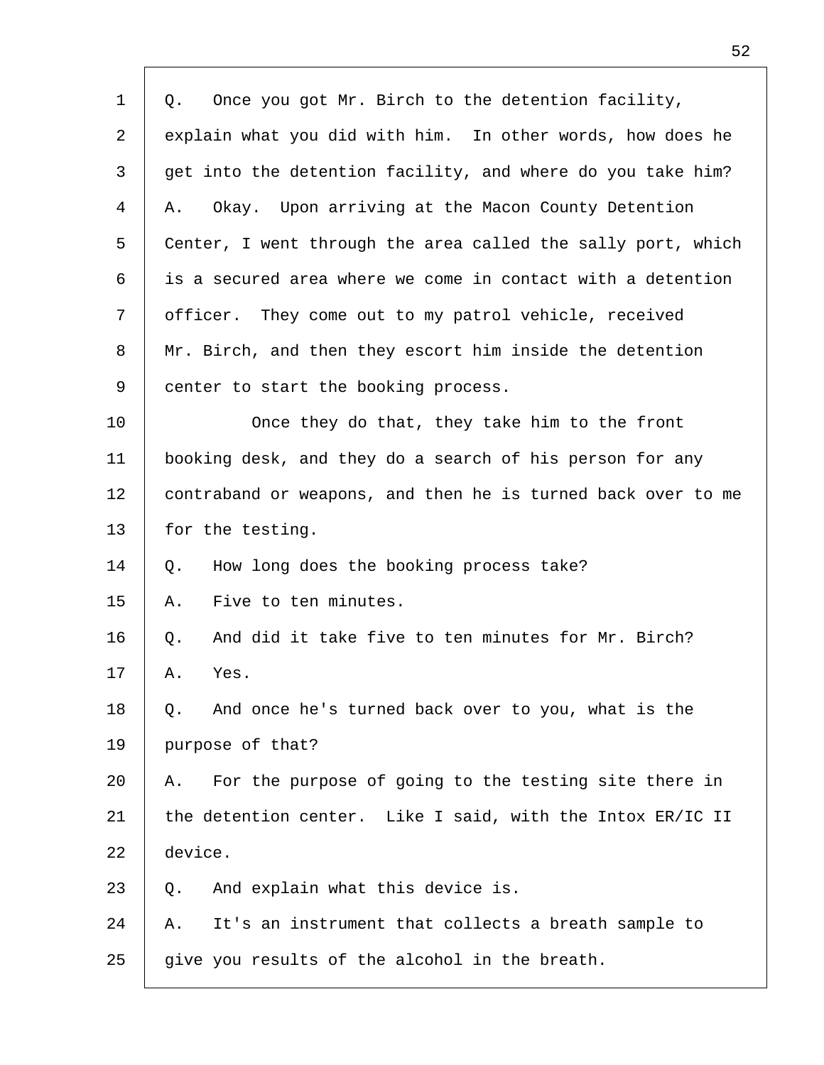Q. Once you got Mr. Birch to the detention facility, explain what you did with him. In other words, how does he get into the detention facility, and where do you take him?

A. Okay. Upon arriving at the Macon County Detention Center, I went through the area called the sally port, which is a secured area where we come in contact with a detention officer. They come out to my patrol vehicle, received Mr. Birch, and then they escort him inside the detention center to start the booking process.

Once they do that, they take him to the front booking desk, and they do a search of his person for any contraband or weapons, and then he is turned back over to me for the testing.

Q. How long does the booking process take?

A. Five to ten minutes.

Q. And did it take five to ten minutes for Mr. Birch?

A. Yes.

Q. And once he's turned back over to you, what is the purpose of that?

A. For the purpose of going to the testing site there in the detention center. Like I said, with the Intox ER/IC II device.

Q. And explain what this device is.

A. It's an instrument that collects a breath sample to give you results of the alcohol in the breath.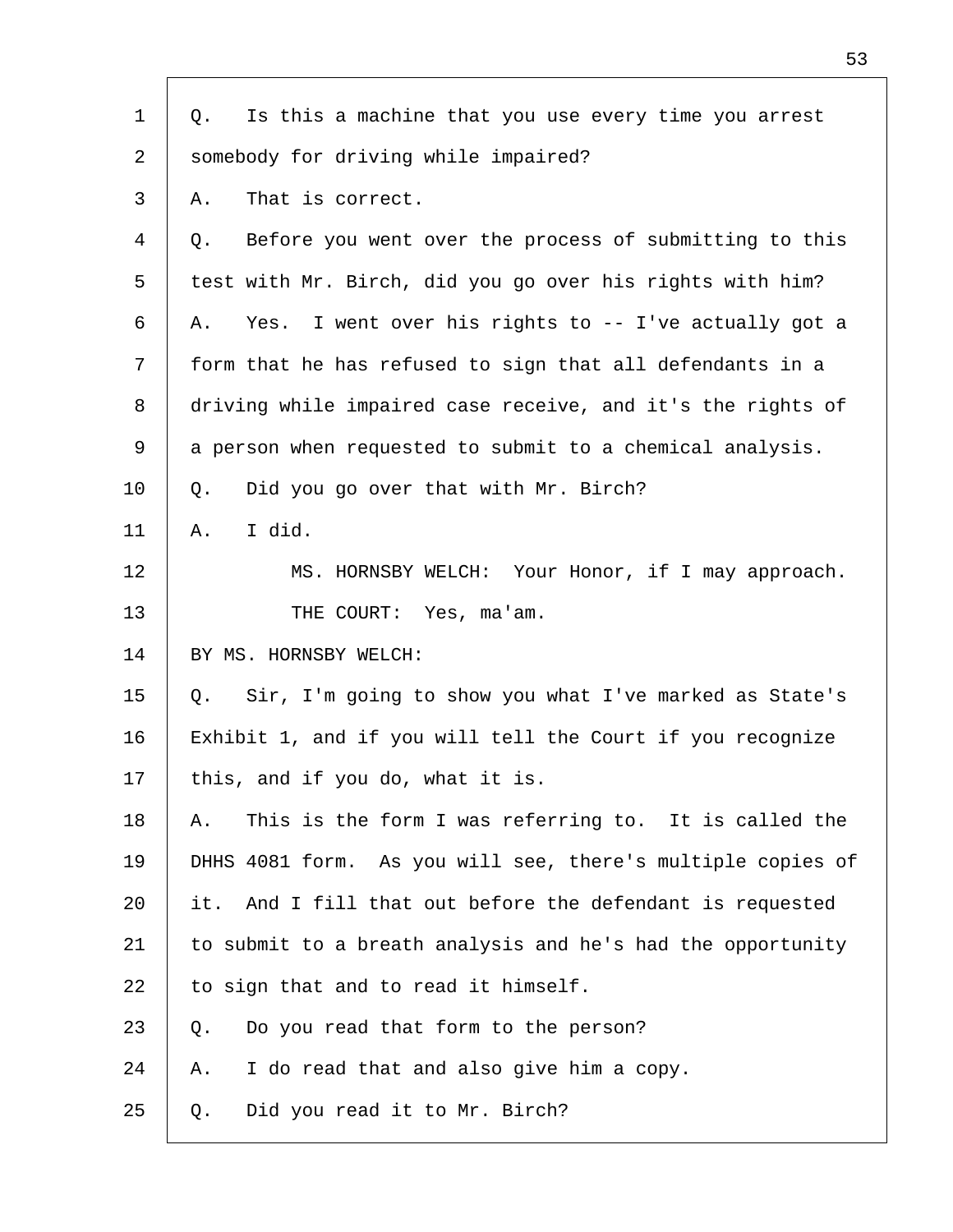Q. Is this a machine that you use every time you arrest somebody for driving while impaired?

A. That is correct.

Q. Before you went over the process of submitting to this test with Mr. Birch, did you go over his rights with him?

A. Yes. I went over his rights to -- I've actually got a form that he has refused to sign that all defendants in a driving while impaired case receive, and it's the rights of a person when requested to submit to a chemical analysis.

Q. Did you go over that with Mr. Birch?

A. I did.

MS. HORNSBY WELCH: Your Honor, if I may approach.

THE COURT: Yes, ma'am.

BY MS. HORNSBY WELCH:

Q. Sir, I'm going to show you what I've marked as State's Exhibit 1, and if you will tell the Court if you recognize this, and if you do, what it is.

A. This is the form I was referring to. It is called the DHHS 4081 form. As you will see, there's multiple copies of it. And I fill that out before the defendant is requested to submit to a breath analysis and he's had the opportunity to sign that and to read it himself.

Q. Do you read that form to the person?

A. I do read that and also give him a copy.

Q. Did you read it to Mr. Birch?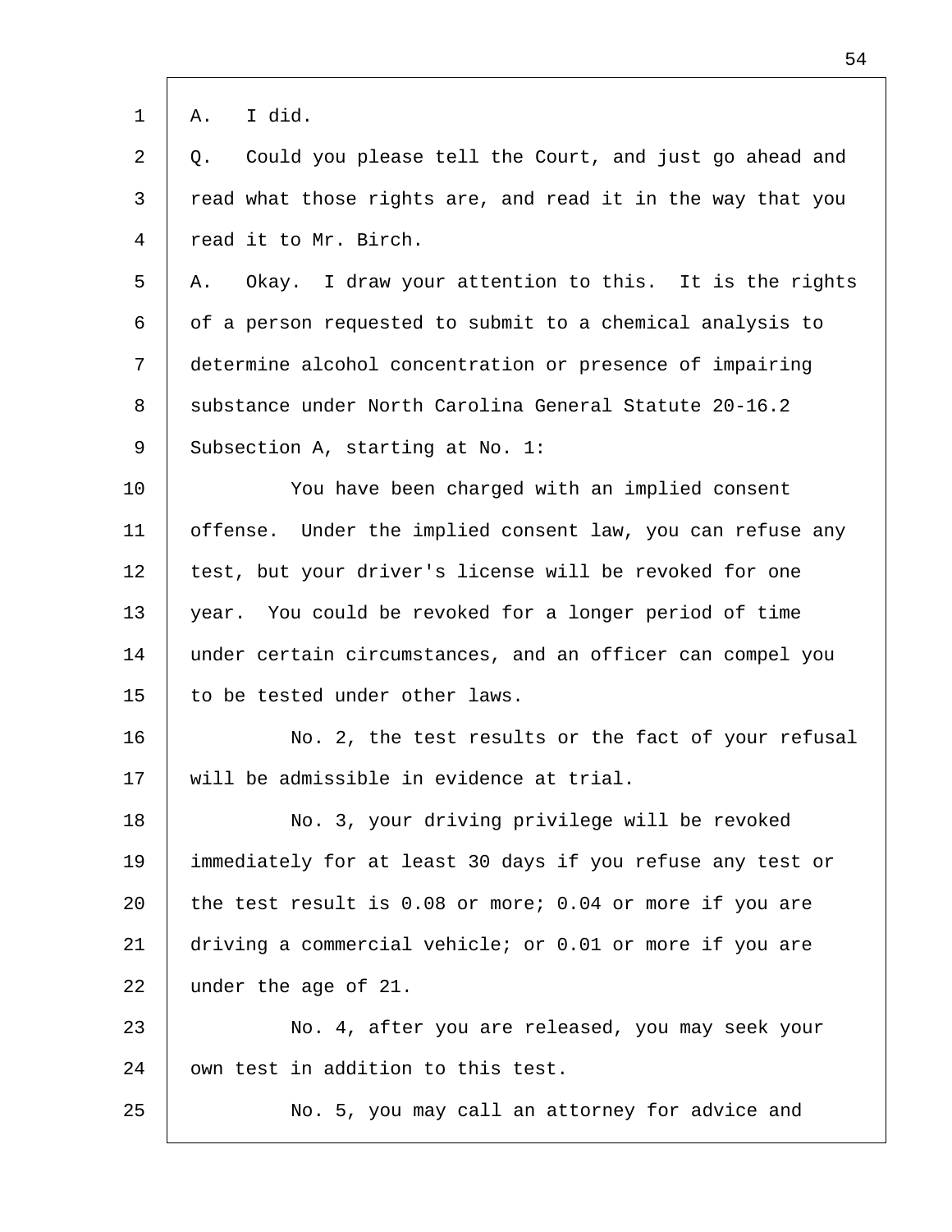A. I did.

Q. Could you please tell the Court, and just go ahead and read what those rights are, and read it in the way that you read it to Mr. Birch.

A. Okay. I draw your attention to this. It is the rights of a person requested to submit to a chemical analysis to determine alcohol concentration or presence of impairing substance under North Carolina General Statute 20-16.2 Subsection A, starting at No. 1:

You have been charged with an implied consent offense. Under the implied consent law, you can refuse any test, but your driver's license will be revoked for one year. You could be revoked for a longer period of time under certain circumstances, and an officer can compel you to be tested under other laws.

No. 2, the test results or the fact of your refusal will be admissible in evidence at trial.

No. 3, your driving privilege will be revoked immediately for at least 30 days if you refuse any test or the test result is 0.08 or more; 0.04 or more if you are driving a commercial vehicle; or 0.01 or more if you are under the age of 21.

No. 4, after you are released, you may seek your own test in addition to this test.

No. 5, you may call an attorney for advice and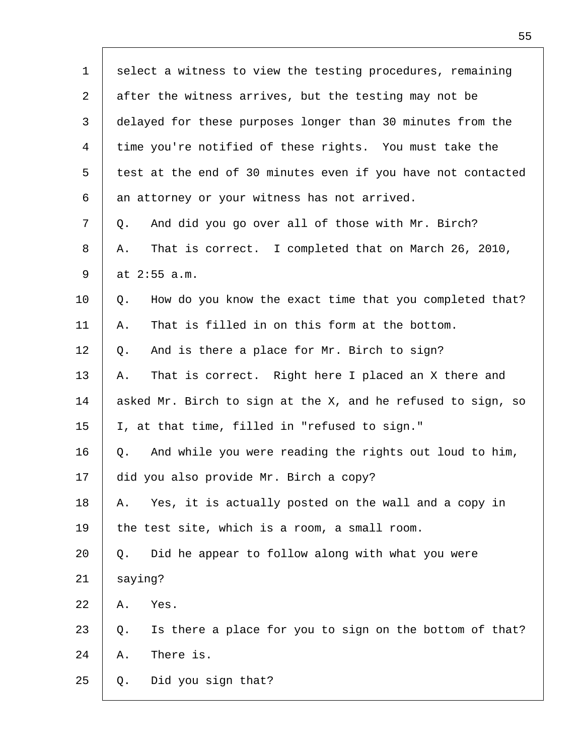select a witness to view the testing procedures, remaining after the witness arrives, but the testing may not be delayed for these purposes longer than 30 minutes from the time you're notified of these rights. You must take the test at the end of 30 minutes even if you have not contacted an attorney or your witness has not arrived.

Q. And did you go over all of those with Mr. Birch?

A. That is correct. I completed that on March 26, 2010, at 2:55 a.m.

Q. How do you know the exact time that you completed that?

A. That is filled in on this form at the bottom.

Q. And is there a place for Mr. Birch to sign?

A. That is correct. Right here I placed an X there and asked Mr. Birch to sign at the X, and he refused to sign, so I, at that time, filled in "refused to sign."

Q. And while you were reading the rights out loud to him, did you also provide Mr. Birch a copy?

A. Yes, it is actually posted on the wall and a copy in the test site, which is a room, a small room.

Q. Did he appear to follow along with what you were saying?

A. Yes.

Q. Is there a place for you to sign on the bottom of that?

A. There is.

Q. Did you sign that?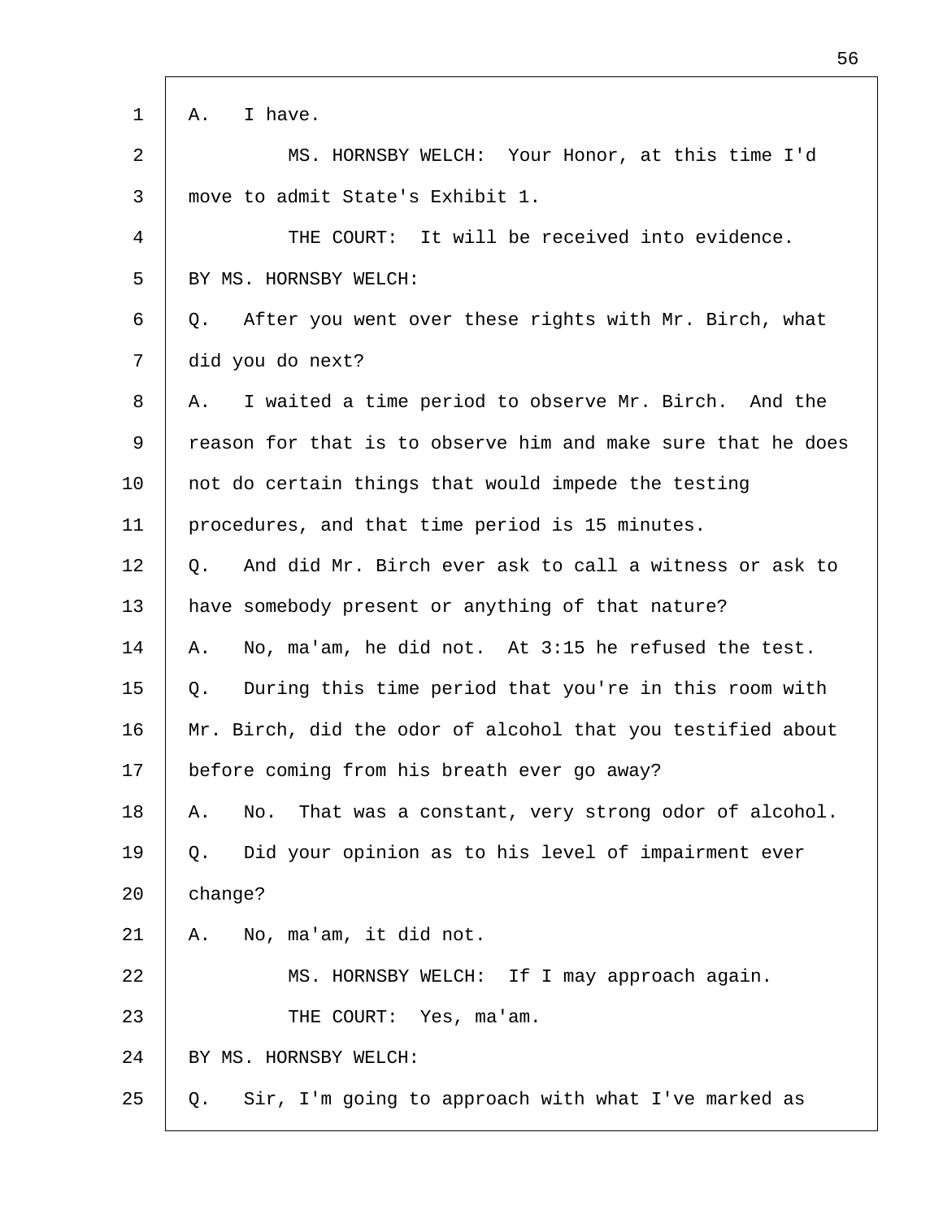A. I have.

MS. HORNSBY WELCH: Your Honor, at this time I'd move to admit State's Exhibit 1.

THE COURT: It will be received into evidence.

BY MS. HORNSBY WELCH:

Q. After you went over these rights with Mr. Birch, what did you do next?

A. I waited a time period to observe Mr. Birch. And the reason for that is to observe him and make sure that he does not do certain things that would impede the testing procedures, and that time period is 15 minutes.

Q. And did Mr. Birch ever ask to call a witness or ask to have somebody present or anything of that nature?

A. No, ma'am, he did not. At 3:15 he refused the test.

Q. During this time period that you're in this room with Mr. Birch, did the odor of alcohol that you testified about before coming from his breath ever go away?

A. No. That was a constant, very strong odor of alcohol.

Q. Did your opinion as to his level of impairment ever change?

A. No, ma'am, it did not.

MS. HORNSBY WELCH: If I may approach again.

THE COURT: Yes, ma'am.

BY MS. HORNSBY WELCH:

Q. Sir, I'm going to approach with what I've marked as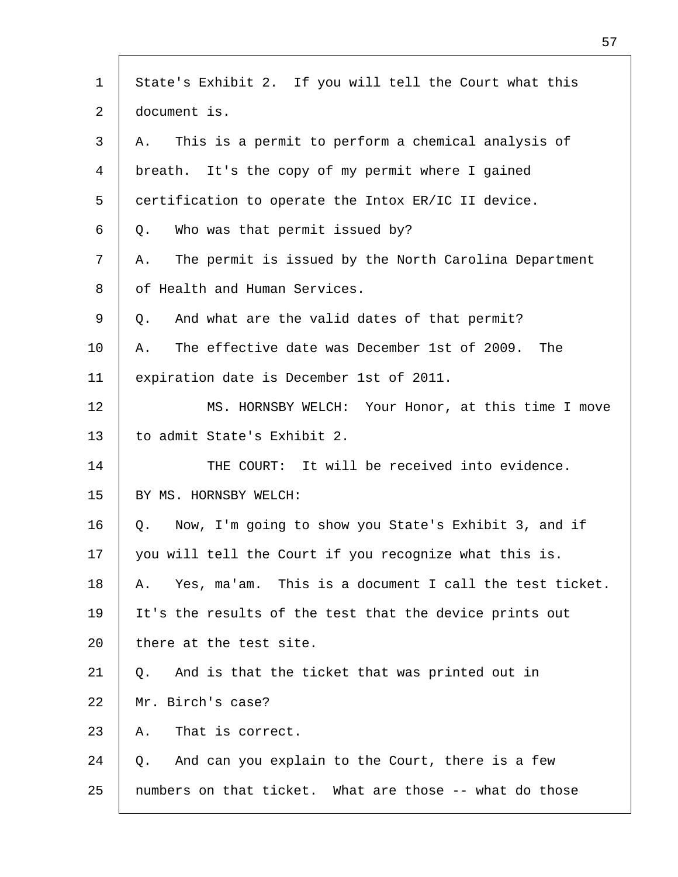State's Exhibit 2. If you will tell the Court what this document is.

A. This is a permit to perform a chemical analysis of breath. It's the copy of my permit where I gained certification to operate the Intox ER/IC II device.

Q. Who was that permit issued by?

A. The permit is issued by the North Carolina Department of Health and Human Services.

Q. And what are the valid dates of that permit?

A. The effective date was December 1st of 2009. The expiration date is December 1st of 2011.

MS. HORNSBY WELCH: Your Honor, at this time I move to admit State's Exhibit 2.

THE COURT: It will be received into evidence.

BY MS. HORNSBY WELCH:

Q. Now, I'm going to show you State's Exhibit 3, and if you will tell the Court if you recognize what this is.

A. Yes, ma'am. This is a document I call the test ticket. It's the results of the test that the device prints out there at the test site.

Q. And is that the ticket that was printed out in Mr. Birch's case?

A. That is correct.

Q. And can you explain to the Court, there is a few numbers on that ticket. What are those -- what do those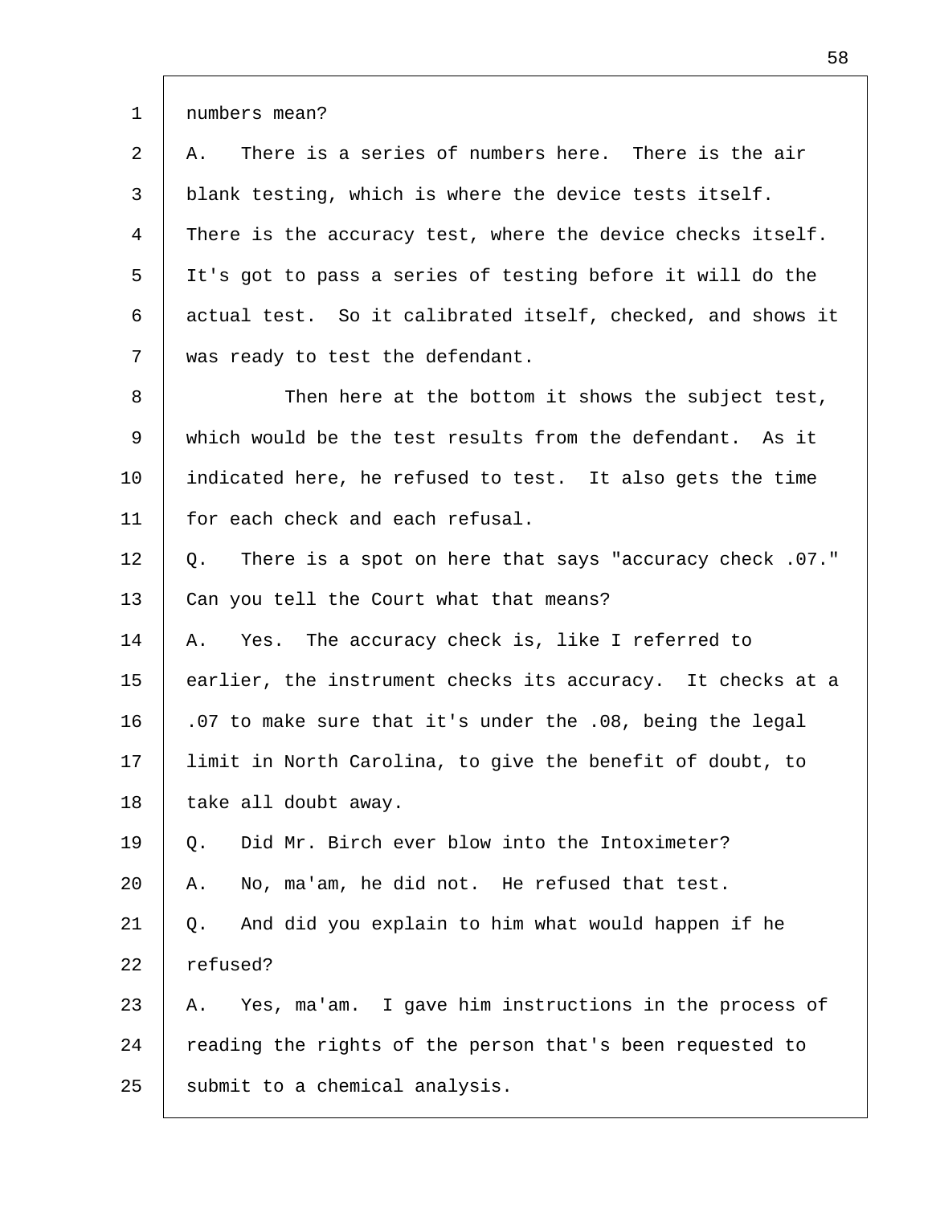numbers mean?

A. There is a series of numbers here. There is the air blank testing, which is where the device tests itself. There is the accuracy test, where the device checks itself. It's got to pass a series of testing before it will do the actual test. So it calibrated itself, checked, and shows it was ready to test the defendant.

Then here at the bottom it shows the subject test, which would be the test results from the defendant. As it indicated here, he refused to test. It also gets the time for each check and each refusal.

Q. There is a spot on here that says "accuracy check .07." Can you tell the Court what that means?

A. Yes. The accuracy check is, like I referred to earlier, the instrument checks its accuracy. It checks at a .07 to make sure that it's under the .08, being the legal limit in North Carolina, to give the benefit of doubt, to take all doubt away.

Q. Did Mr. Birch ever blow into the Intoximeter?

A. No, ma'am, he did not. He refused that test.

Q. And did you explain to him what would happen if he refused?

A. Yes, ma'am. I gave him instructions in the process of reading the rights of the person that's been requested to submit to a chemical analysis.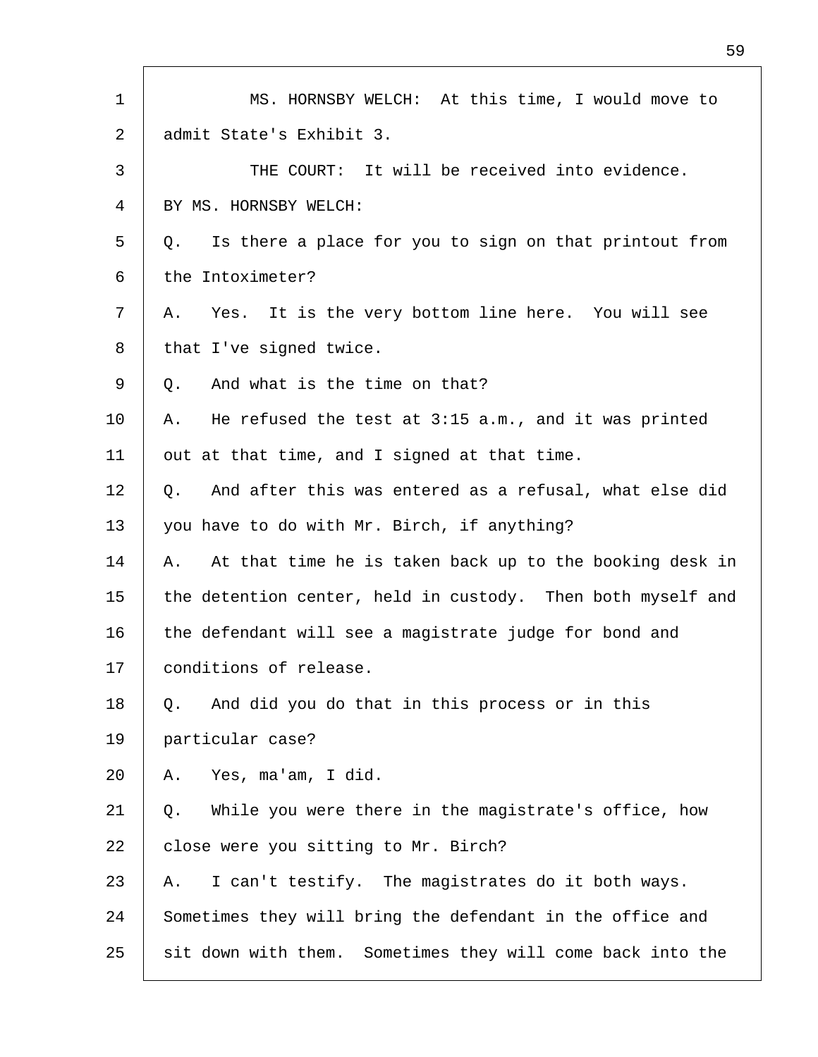MS. HORNSBY WELCH: At this time, I would move to admit State's Exhibit 3.

THE COURT: It will be received into evidence.

BY MS. HORNSBY WELCH:

Q. Is there a place for you to sign on that printout from the Intoximeter?

A. Yes. It is the very bottom line here. You will see that I've signed twice.

Q. And what is the time on that?

A. He refused the test at 3:15 a.m., and it was printed out at that time, and I signed at that time.

Q. And after this was entered as a refusal, what else did you have to do with Mr. Birch, if anything?

A. At that time he is taken back up to the booking desk in the detention center, held in custody. Then both myself and the defendant will see a magistrate judge for bond and conditions of release.

Q. And did you do that in this process or in this particular case?

A. Yes, ma'am, I did.

Q. While you were there in the magistrate's office, how close were you sitting to Mr. Birch?

A. I can't testify. The magistrates do it both ways. Sometimes they will bring the defendant in the office and sit down with them. Sometimes they will come back into the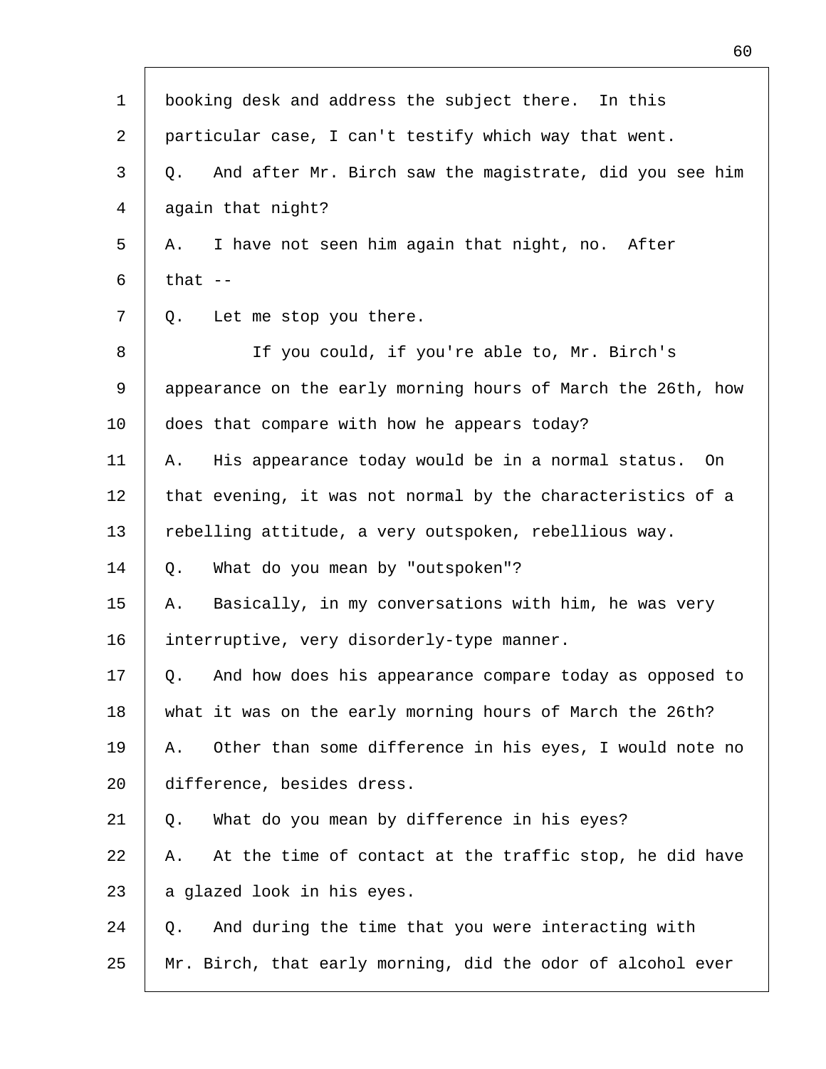booking desk and address the subject there. In this particular case, I can't testify which way that went.

Q. And after Mr. Birch saw the magistrate, did you see him again that night?

A. I have not seen him again that night, no. After that --

Q. Let me stop you there.

If you could, if you're able to, Mr. Birch's appearance on the early morning hours of March the 26th, how does that compare with how he appears today?

A. His appearance today would be in a normal status. On that evening, it was not normal by the characteristics of a rebelling attitude, a very outspoken, rebellious way.

Q. What do you mean by "outspoken"?

A. Basically, in my conversations with him, he was very interruptive, very disorderly-type manner.

Q. And how does his appearance compare today as opposed to what it was on the early morning hours of March the 26th?

A. Other than some difference in his eyes, I would note no difference, besides dress.

Q. What do you mean by difference in his eyes?

A. At the time of contact at the traffic stop, he did have a glazed look in his eyes.

Q. And during the time that you were interacting with Mr. Birch, that early morning, did the odor of alcohol ever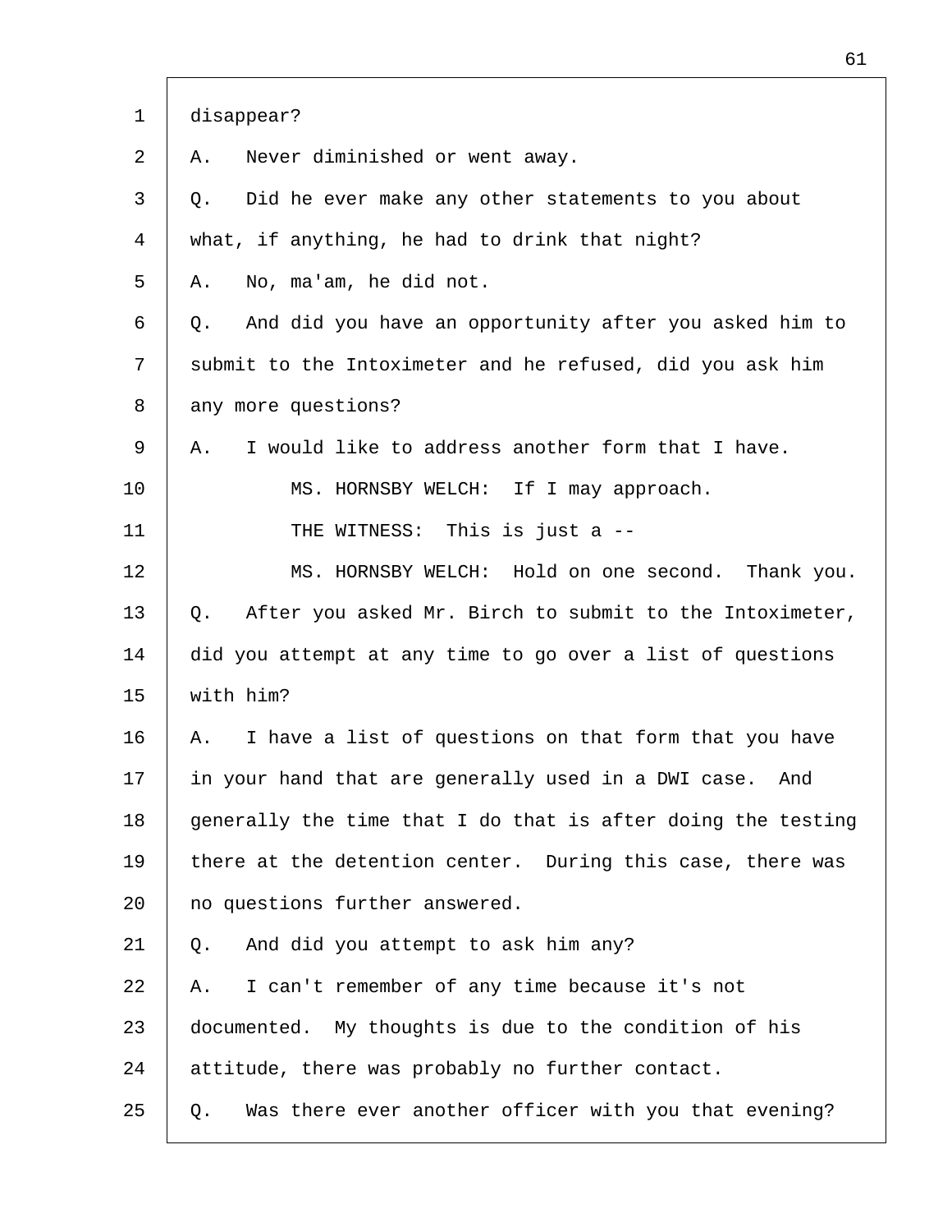disappear?

A. Never diminished or went away.

Q. Did he ever make any other statements to you about what, if anything, he had to drink that night?

A. No, ma'am, he did not.

Q. And did you have an opportunity after you asked him to submit to the Intoximeter and he refused, did you ask him any more questions?

A. I would like to address another form that I have.

MS. HORNSBY WELCH: If I may approach.

THE WITNESS: This is just a --

MS. HORNSBY WELCH: Hold on one second. Thank you.

Q. After you asked Mr. Birch to submit to the Intoximeter, did you attempt at any time to go over a list of questions with him?

A. I have a list of questions on that form that you have in your hand that are generally used in a DWI case. And generally the time that I do that is after doing the testing there at the detention center. During this case, there was no questions further answered.

Q. And did you attempt to ask him any?

A. I can't remember of any time because it's not documented. My thoughts is due to the condition of his attitude, there was probably no further contact.

Q. Was there ever another officer with you that evening?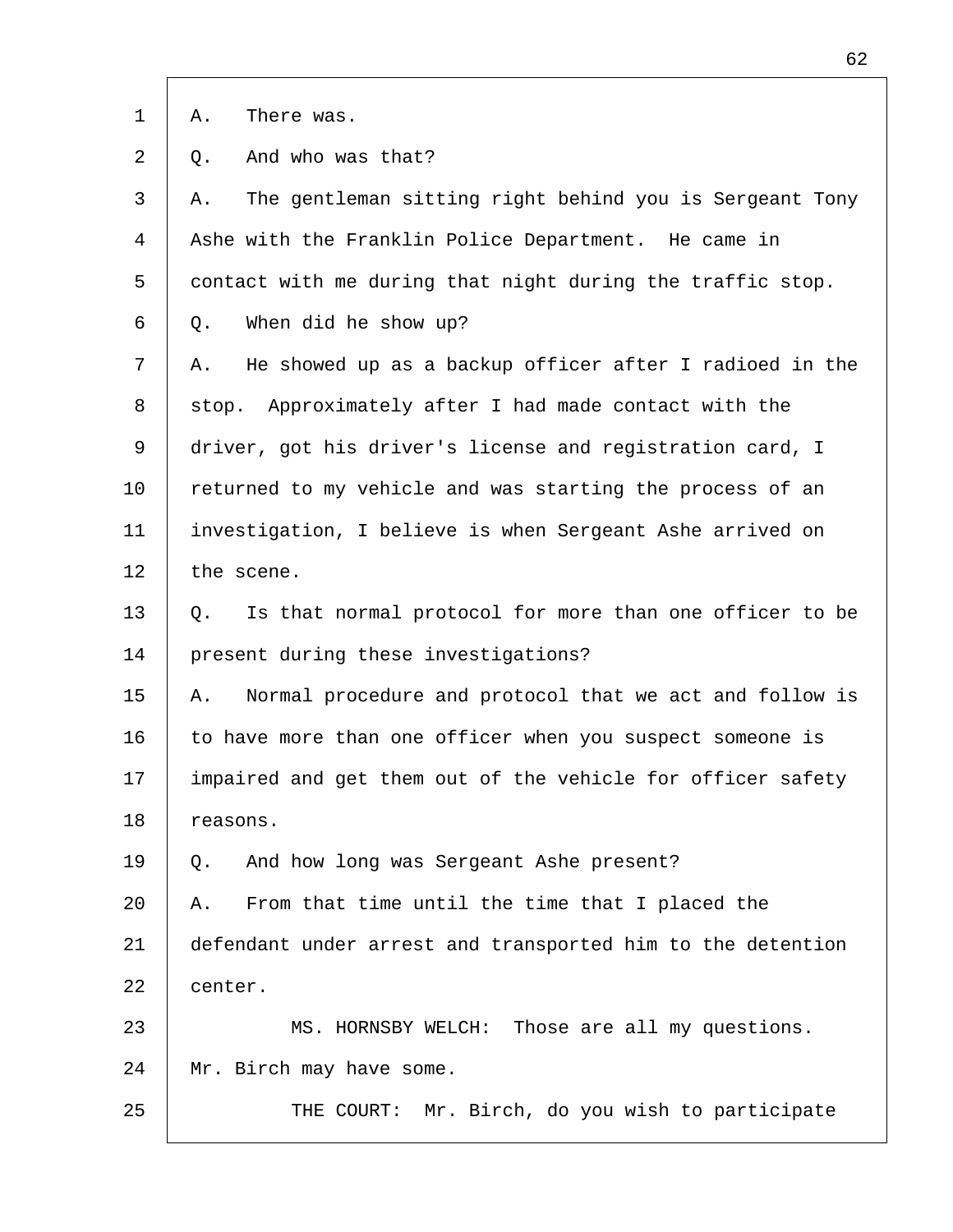1 A. There was.

2 Q. And who was that?

3 A. The gentleman sitting right behind you is Sergeant Tony

4 Ashe with the Franklin Police Department. He came in

5 contact with me during that night during the traffic stop.

6 Q. When did he show up?

7 A. He showed up as a backup officer after I radioed in the

8 stop. Approximately after I had made contact with the

9 driver, got his driver's license and registration card, I

10 returned to my vehicle and was starting the process of an

11 investigation, I believe is when Sergeant Ashe arrived on

12 the scene.

13 Q. Is that normal protocol for more than one officer to be

14 present during these investigations?

15 A. Normal procedure and protocol that we act and follow is

16 to have more than one officer when you suspect someone is

17 impaired and get them out of the vehicle for officer safety

18 reasons.

19 Q. And how long was Sergeant Ashe present?

20 A. From that time until the time that I placed the

21 defendant under arrest and transported him to the detention

22 center.

23 MS. HORNSBY WELCH: Those are all my questions.

24 Mr. Birch may have some.

25 THE COURT: Mr. Birch, do you wish to participate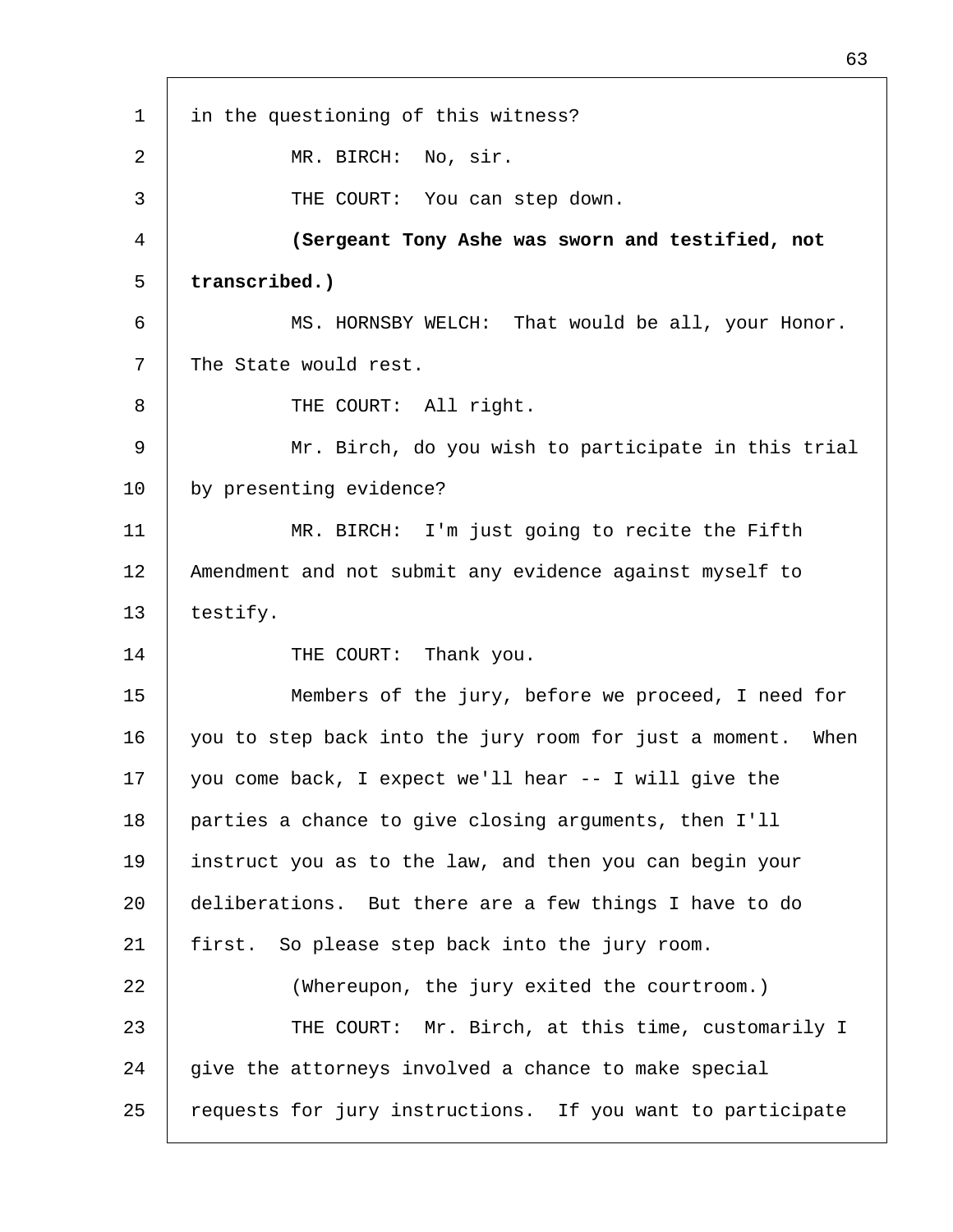in the questioning of this witness?

MR. BIRCH: No, sir.

THE COURT: You can step down.

**(Sergeant Tony Ashe was sworn and testified, not transcribed.)**

MS. HORNSBY WELCH: That would be all, your Honor. The State would rest.

THE COURT: All right.

Mr. Birch, do you wish to participate in this trial by presenting evidence?

MR. BIRCH: I'm just going to recite the Fifth Amendment and not submit any evidence against myself to testify.

THE COURT: Thank you.

Members of the jury, before we proceed, I need for you to step back into the jury room for just a moment. When you come back, I expect we'll hear -- I will give the parties a chance to give closing arguments, then I'll instruct you as to the law, and then you can begin your deliberations. But there are a few things I have to do first. So please step back into the jury room.

(Whereupon, the jury exited the courtroom.)

THE COURT: Mr. Birch, at this time, customarily I give the attorneys involved a chance to make special requests for jury instructions. If you want to participate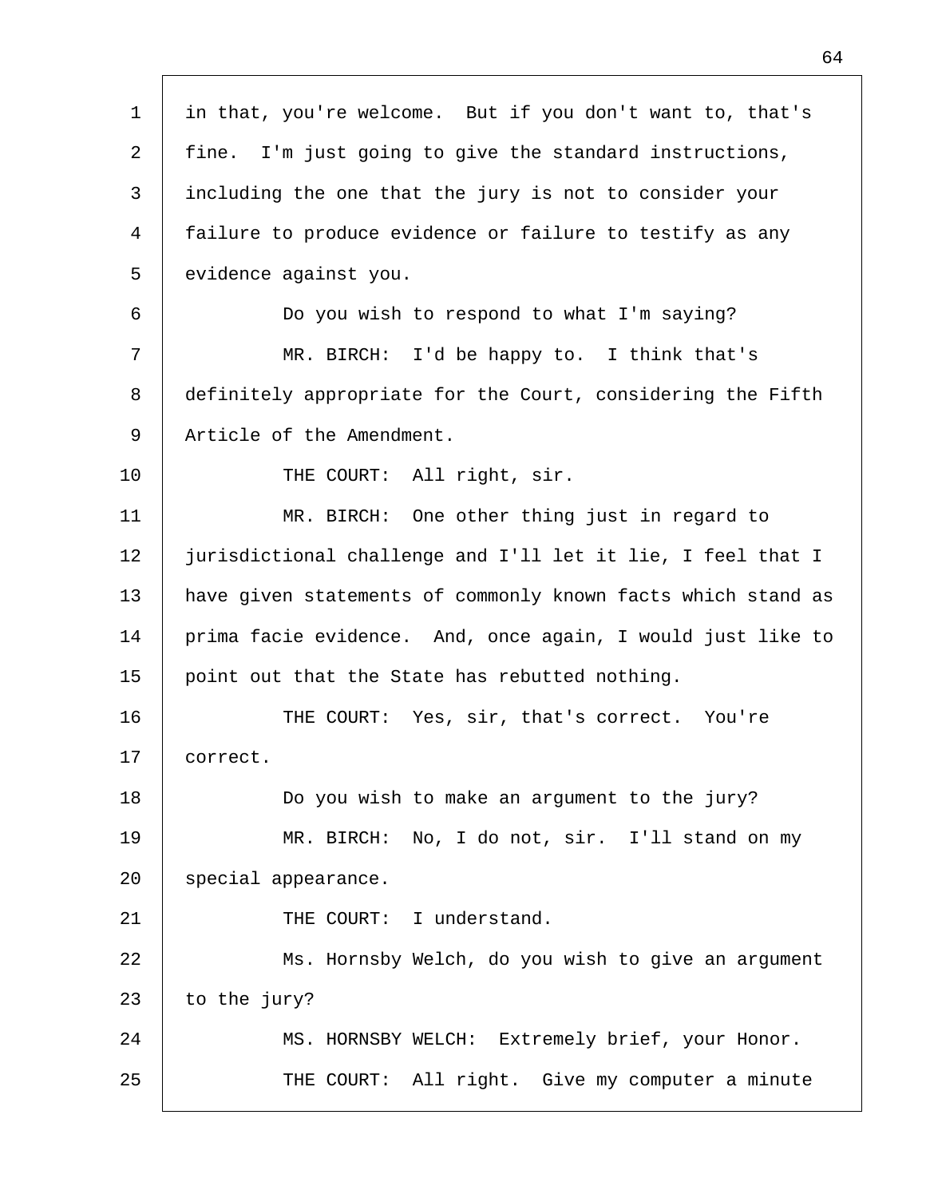in that, you're welcome. But if you don't want to, that's fine. I'm just going to give the standard instructions, including the one that the jury is not to consider your failure to produce evidence or failure to testify as any evidence against you.

Do you wish to respond to what I'm saying?

MR. BIRCH: I'd be happy to. I think that's definitely appropriate for the Court, considering the Fifth Article of the Amendment.

THE COURT: All right, sir.

MR. BIRCH: One other thing just in regard to jurisdictional challenge and I'll let it lie, I feel that I have given statements of commonly known facts which stand as prima facie evidence. And, once again, I would just like to point out that the State has rebutted nothing.

THE COURT: Yes, sir, that's correct. You're correct.

Do you wish to make an argument to the jury?

MR. BIRCH: No, I do not, sir. I'll stand on my special appearance.

THE COURT: I understand.

Ms. Hornsby Welch, do you wish to give an argument to the jury?

MS. HORNSBY WELCH: Extremely brief, your Honor.

THE COURT: All right. Give my computer a minute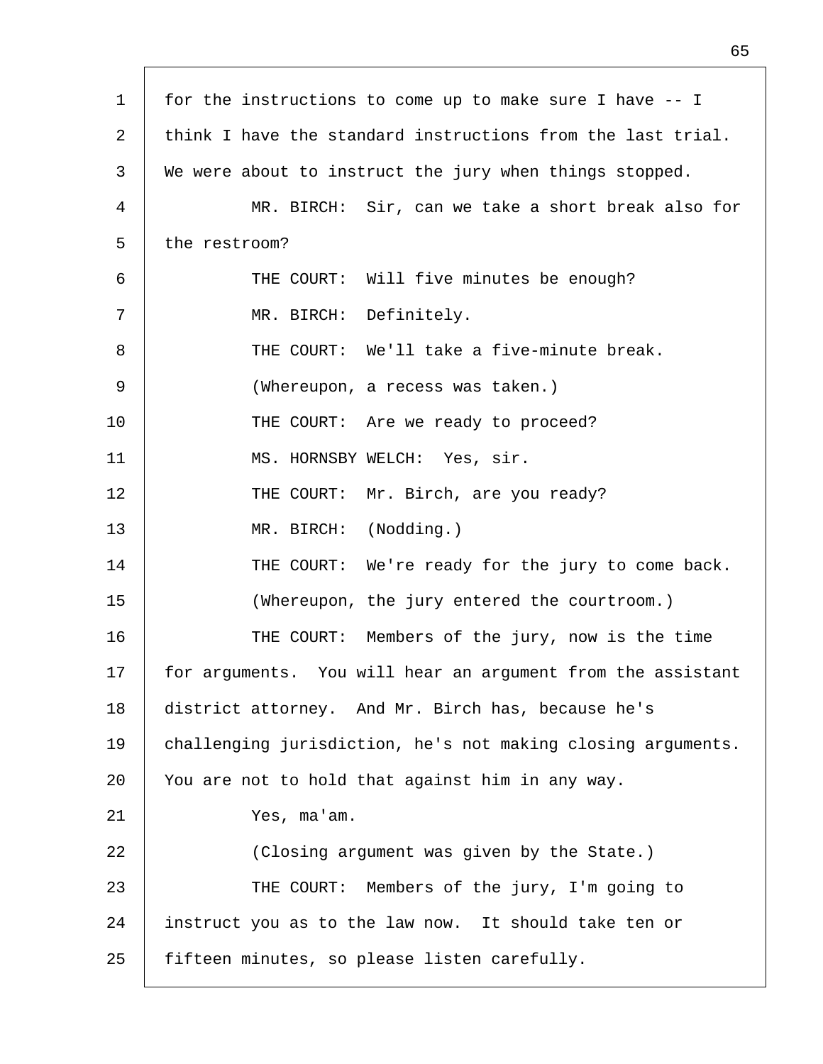for the instructions to come up to make sure I have -- I think I have the standard instructions from the last trial. We were about to instruct the jury when things stopped.

MR. BIRCH: Sir, can we take a short break also for the restroom?

THE COURT: Will five minutes be enough?

MR. BIRCH: Definitely.

THE COURT: We'll take a five-minute break.

(Whereupon, a recess was taken.)

THE COURT: Are we ready to proceed?

MS. HORNSBY WELCH: Yes, sir.

THE COURT: Mr. Birch, are you ready?

MR. BIRCH: (Nodding.)

THE COURT: We're ready for the jury to come back.

(Whereupon, the jury entered the courtroom.)

THE COURT: Members of the jury, now is the time for arguments. You will hear an argument from the assistant district attorney. And Mr. Birch has, because he's challenging jurisdiction, he's not making closing arguments. You are not to hold that against him in any way.

Yes, ma'am.

(Closing argument was given by the State.)

THE COURT: Members of the jury, I'm going to instruct you as to the law now. It should take ten or fifteen minutes, so please listen carefully.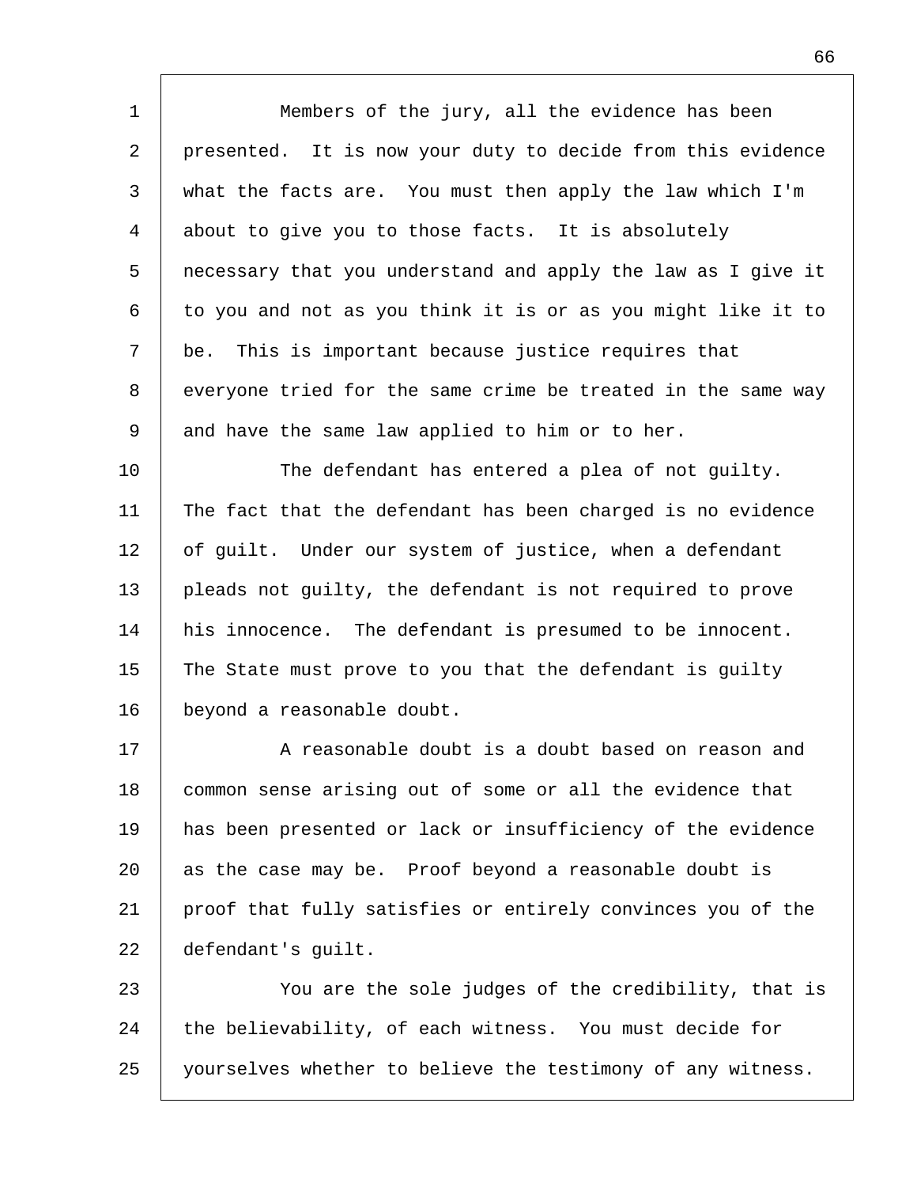Members of the jury, all the evidence has been presented. It is now your duty to decide from this evidence what the facts are. You must then apply the law which I'm about to give you to those facts. It is absolutely necessary that you understand and apply the law as I give it to you and not as you think it is or as you might like it to be. This is important because justice requires that everyone tried for the same crime be treated in the same way and have the same law applied to him or to her.

The defendant has entered a plea of not guilty. The fact that the defendant has been charged is no evidence of guilt. Under our system of justice, when a defendant pleads not guilty, the defendant is not required to prove his innocence. The defendant is presumed to be innocent. The State must prove to you that the defendant is guilty beyond a reasonable doubt.

A reasonable doubt is a doubt based on reason and common sense arising out of some or all the evidence that has been presented or lack or insufficiency of the evidence as the case may be. Proof beyond a reasonable doubt is proof that fully satisfies or entirely convinces you of the defendant's guilt.

You are the sole judges of the credibility, that is the believability, of each witness. You must decide for yourselves whether to believe the testimony of any witness.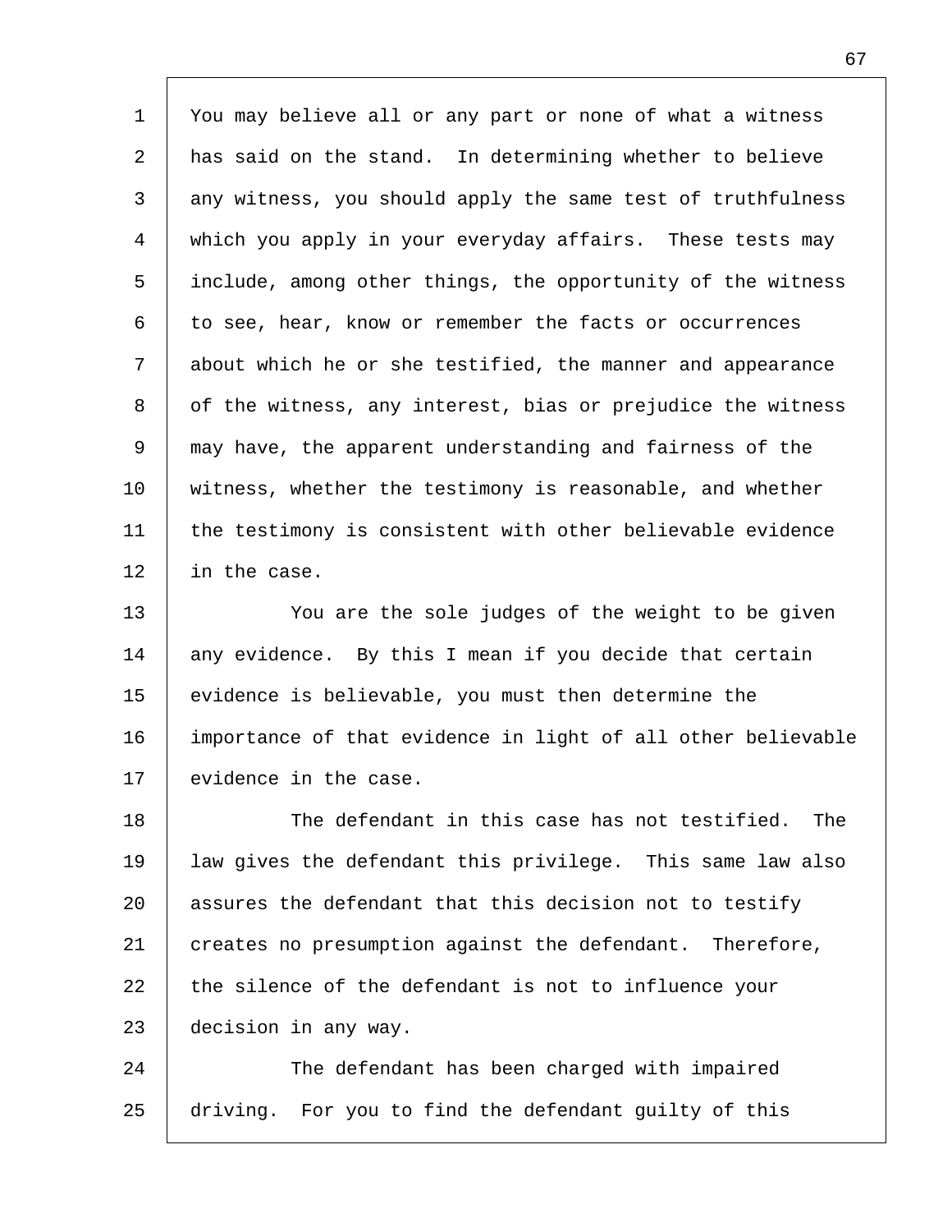You may believe all or any part or none of what a witness has said on the stand. In determining whether to believe any witness, you should apply the same test of truthfulness which you apply in your everyday affairs. These tests may include, among other things, the opportunity of the witness to see, hear, know or remember the facts or occurrences about which he or she testified, the manner and appearance of the witness, any interest, bias or prejudice the witness may have, the apparent understanding and fairness of the witness, whether the testimony is reasonable, and whether the testimony is consistent with other believable evidence in the case.

You are the sole judges of the weight to be given any evidence. By this I mean if you decide that certain evidence is believable, you must then determine the importance of that evidence in light of all other believable evidence in the case.

The defendant in this case has not testified. The law gives the defendant this privilege. This same law also assures the defendant that this decision not to testify creates no presumption against the defendant. Therefore, the silence of the defendant is not to influence your decision in any way.

The defendant has been charged with impaired driving. For you to find the defendant guilty of this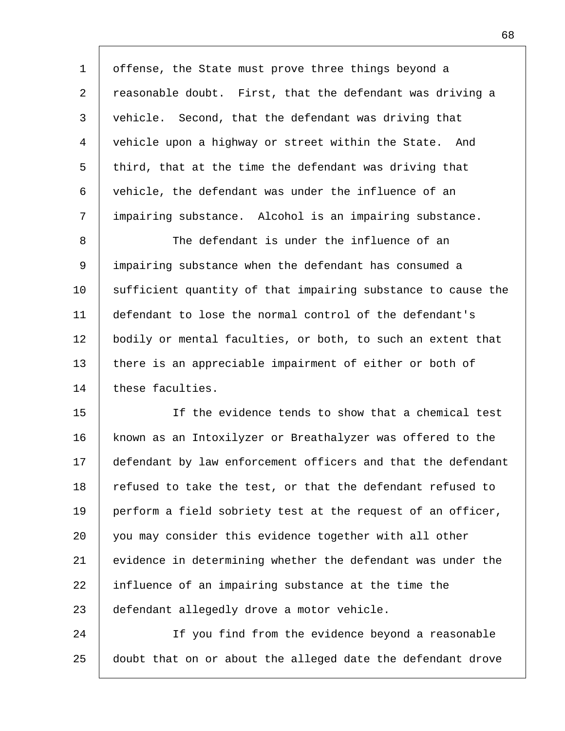offense, the State must prove three things beyond a reasonable doubt. First, that the defendant was driving a vehicle. Second, that the defendant was driving that vehicle upon a highway or street within the State. And third, that at the time the defendant was driving that vehicle, the defendant was under the influence of an impairing substance. Alcohol is an impairing substance.

The defendant is under the influence of an impairing substance when the defendant has consumed a sufficient quantity of that impairing substance to cause the defendant to lose the normal control of the defendant's bodily or mental faculties, or both, to such an extent that there is an appreciable impairment of either or both of these faculties.

If the evidence tends to show that a chemical test known as an Intoxilyzer or Breathalyzer was offered to the defendant by law enforcement officers and that the defendant refused to take the test, or that the defendant refused to perform a field sobriety test at the request of an officer, you may consider this evidence together with all other evidence in determining whether the defendant was under the influence of an impairing substance at the time the defendant allegedly drove a motor vehicle.

If you find from the evidence beyond a reasonable doubt that on or about the alleged date the defendant drove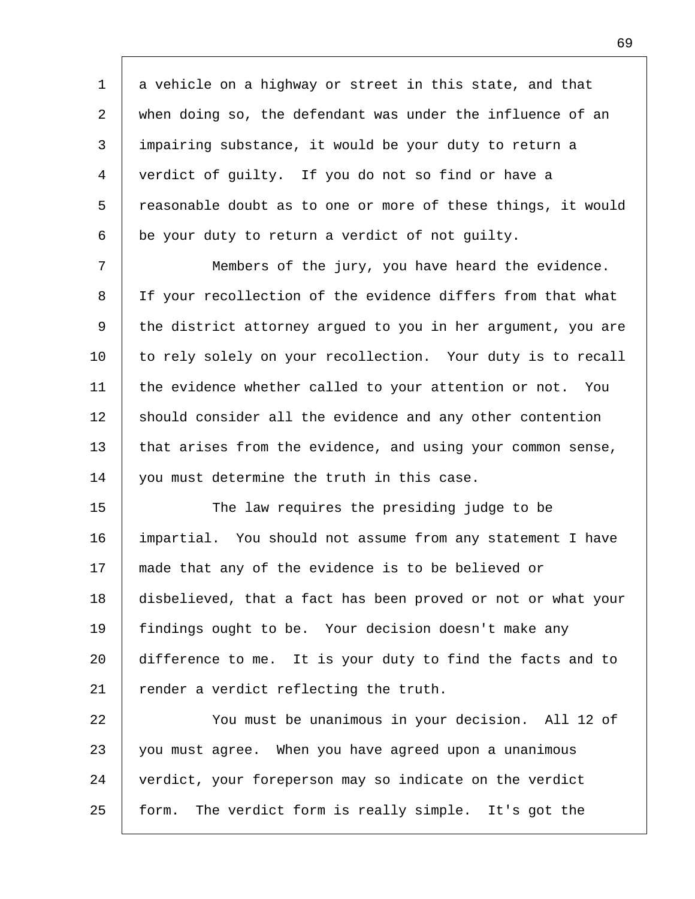a vehicle on a highway or street in this state, and that when doing so, the defendant was under the influence of an impairing substance, it would be your duty to return a verdict of guilty. If you do not so find or have a reasonable doubt as to one or more of these things, it would be your duty to return a verdict of not guilty.

Members of the jury, you have heard the evidence. If your recollection of the evidence differs from that what the district attorney argued to you in her argument, you are to rely solely on your recollection. Your duty is to recall the evidence whether called to your attention or not. You should consider all the evidence and any other contention that arises from the evidence, and using your common sense, you must determine the truth in this case.

The law requires the presiding judge to be impartial. You should not assume from any statement I have made that any of the evidence is to be believed or disbelieved, that a fact has been proved or not or what your findings ought to be. Your decision doesn't make any difference to me. It is your duty to find the facts and to render a verdict reflecting the truth.

You must be unanimous in your decision. All 12 of you must agree. When you have agreed upon a unanimous verdict, your foreperson may so indicate on the verdict form. The verdict form is really simple. It's got the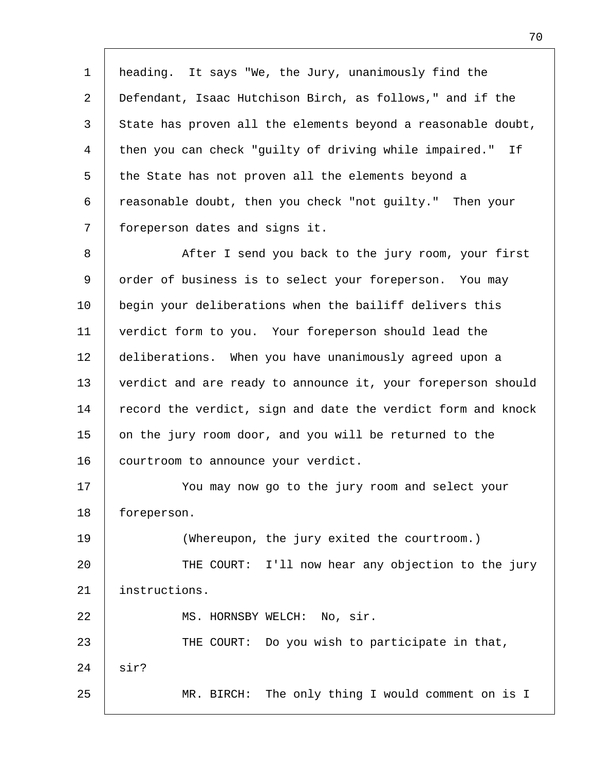heading. It says "We, the Jury, unanimously find the Defendant, Isaac Hutchison Birch, as follows," and if the State has proven all the elements beyond a reasonable doubt, then you can check "guilty of driving while impaired." If the State has not proven all the elements beyond a reasonable doubt, then you check "not guilty." Then your foreperson dates and signs it.

After I send you back to the jury room, your first order of business is to select your foreperson. You may begin your deliberations when the bailiff delivers this verdict form to you. Your foreperson should lead the deliberations. When you have unanimously agreed upon a verdict and are ready to announce it, your foreperson should record the verdict, sign and date the verdict form and knock on the jury room door, and you will be returned to the courtroom to announce your verdict.

You may now go to the jury room and select your foreperson.

(Whereupon, the jury exited the courtroom.)

THE COURT: I'll now hear any objection to the jury instructions.

MS. HORNSBY WELCH: No, sir.

THE COURT: Do you wish to participate in that, sir?

MR. BIRCH: The only thing I would comment on is I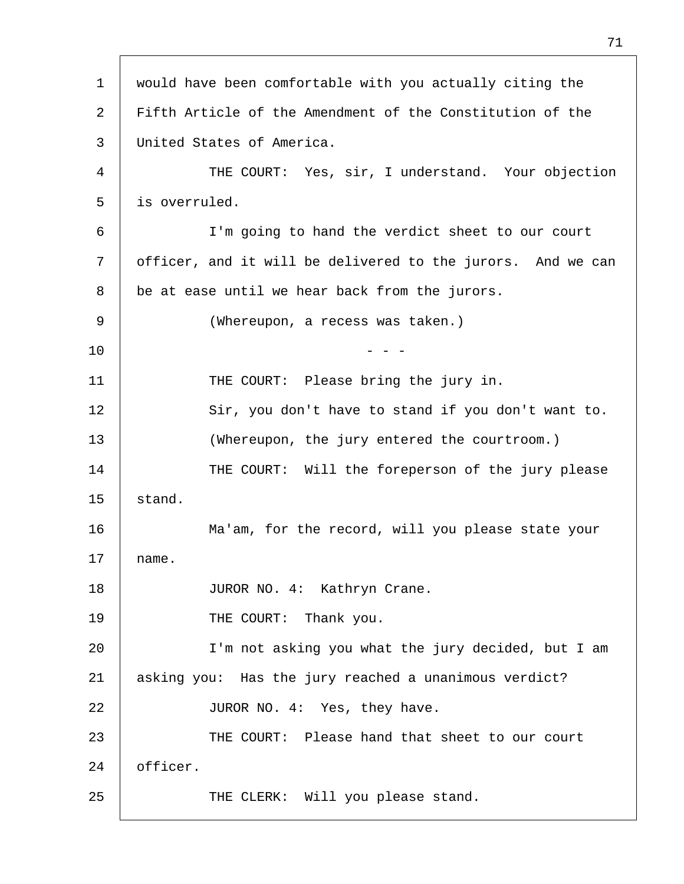would have been comfortable with you actually citing the Fifth Article of the Amendment of the Constitution of the United States of America.

THE COURT: Yes, sir, I understand. Your objection is overruled.

I'm going to hand the verdict sheet to our court officer, and it will be delivered to the jurors. And we can be at ease until we hear back from the jurors.

(Whereupon, a recess was taken.)

- - -

THE COURT: Please bring the jury in.

Sir, you don't have to stand if you don't want to.

(Whereupon, the jury entered the courtroom.)

THE COURT: Will the foreperson of the jury please stand.

Ma'am, for the record, will you please state your name.

JUROR NO. 4: Kathryn Crane.

THE COURT: Thank you.

I'm not asking you what the jury decided, but I am asking you: Has the jury reached a unanimous verdict?

JUROR NO. 4: Yes, they have.

THE COURT: Please hand that sheet to our court officer.

THE CLERK: Will you please stand.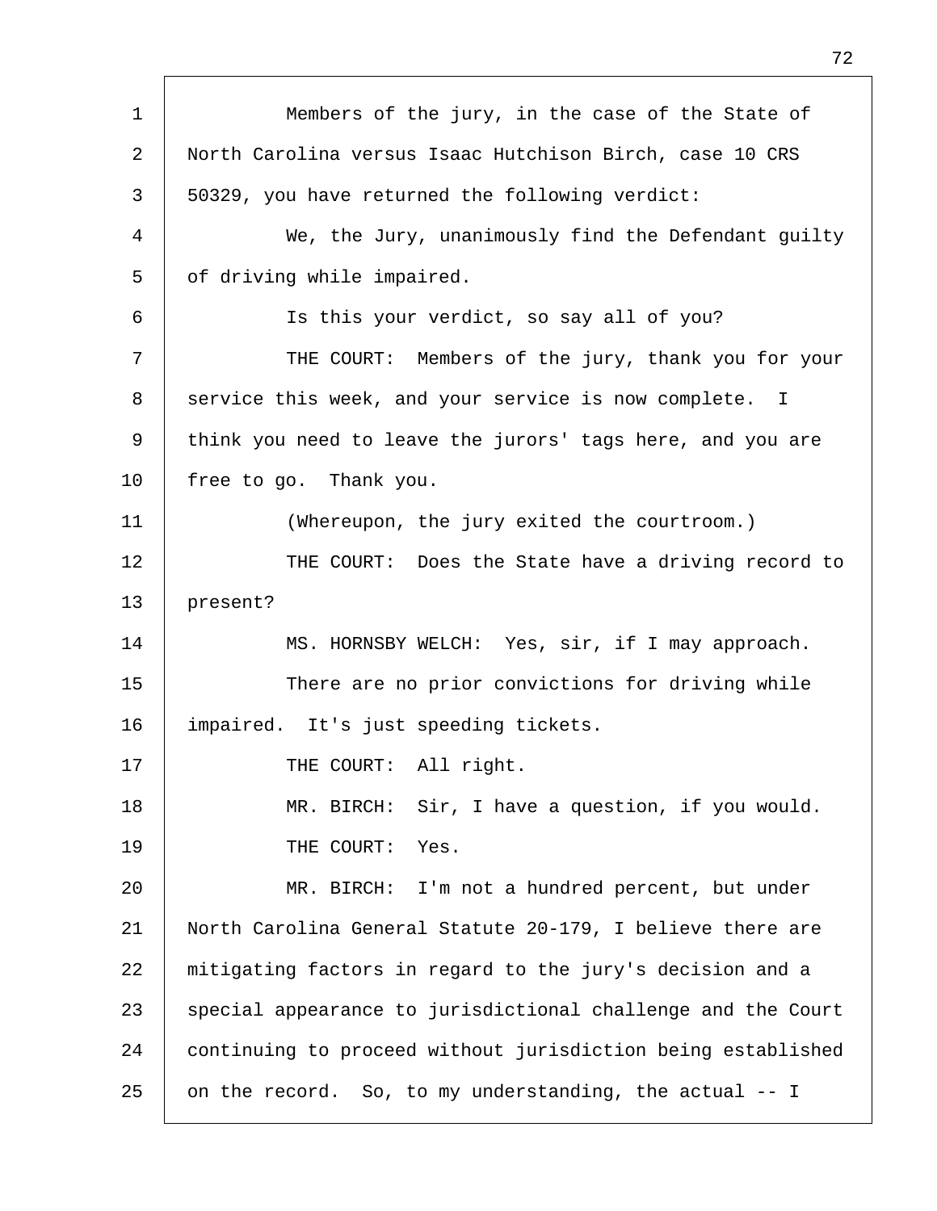Members of the jury, in the case of the State of North Carolina versus Isaac Hutchison Birch, case 10 CRS 50329, you have returned the following verdict:

We, the Jury, unanimously find the Defendant guilty of driving while impaired.

Is this your verdict, so say all of you?

THE COURT: Members of the jury, thank you for your service this week, and your service is now complete. I think you need to leave the jurors' tags here, and you are free to go. Thank you.

(Whereupon, the jury exited the courtroom.)

THE COURT: Does the State have a driving record to present?

MS. HORNSBY WELCH: Yes, sir, if I may approach.

There are no prior convictions for driving while impaired. It's just speeding tickets.

THE COURT: All right.

MR. BIRCH: Sir, I have a question, if you would.

THE COURT: Yes.

MR. BIRCH: I'm not a hundred percent, but under North Carolina General Statute 20-179, I believe there are mitigating factors in regard to the jury's decision and a special appearance to jurisdictional challenge and the Court continuing to proceed without jurisdiction being established on the record. So, to my understanding, the actual -- I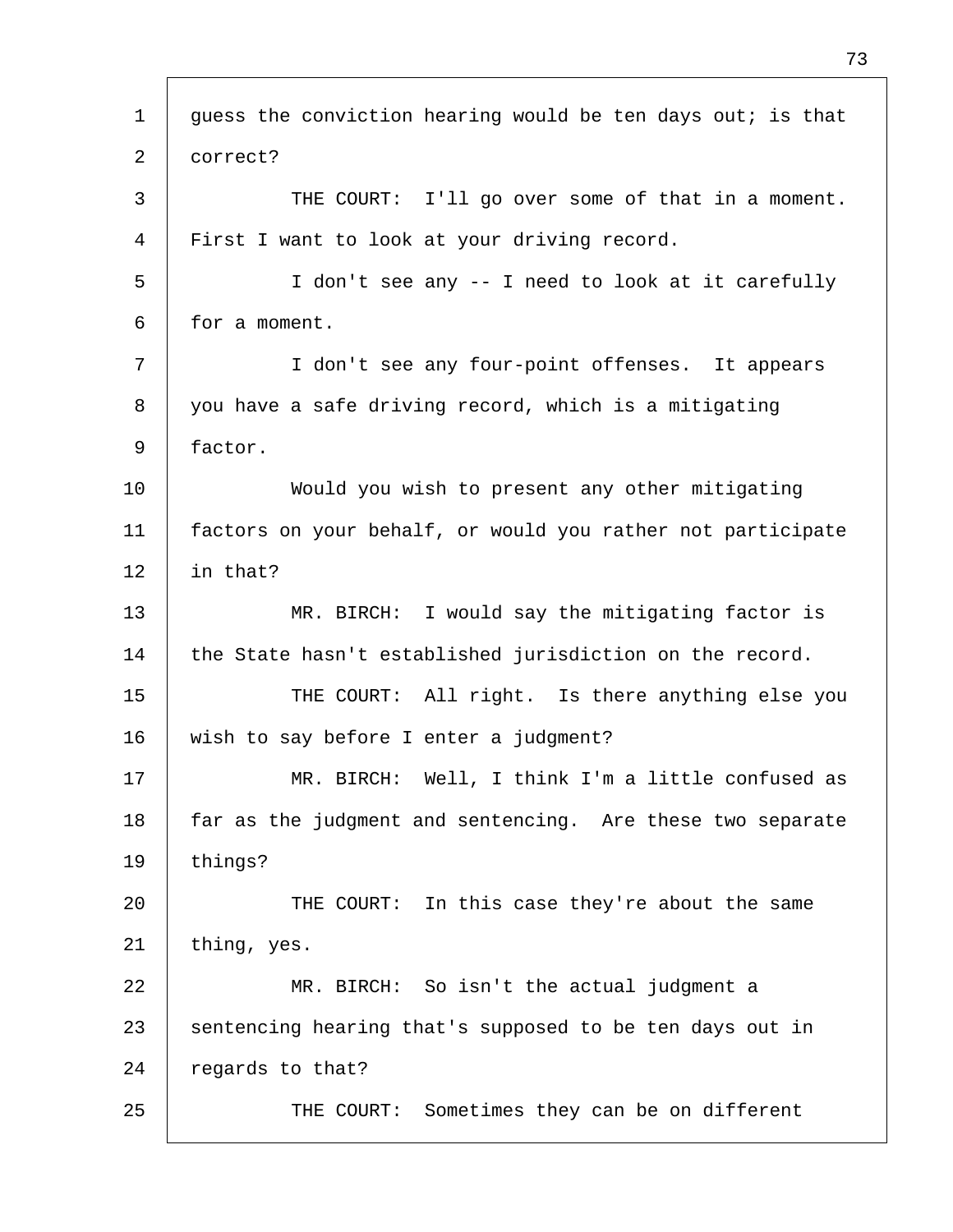1 guess the conviction hearing would be ten days out; is that
2 correct?
3 THE COURT: I'll go over some of that in a moment.
4 First I want to look at your driving record.
5 I don't see any -- I need to look at it carefully
6 for a moment.
7 I don't see any four-point offenses. It appears
8 you have a safe driving record, which is a mitigating
9 factor.
10 Would you wish to present any other mitigating
11 factors on your behalf, or would you rather not participate
12 in that?
13 MR. BIRCH: I would say the mitigating factor is
14 the State hasn't established jurisdiction on the record.
15 THE COURT: All right. Is there anything else you
16 wish to say before I enter a judgment?
17 MR. BIRCH: Well, I think I'm a little confused as
18 far as the judgment and sentencing. Are these two separate
19 things?
20 THE COURT: In this case they're about the same
21 thing, yes.
22 MR. BIRCH: So isn't the actual judgment a
23 sentencing hearing that's supposed to be ten days out in
24 regards to that?
25 THE COURT: Sometimes they can be on different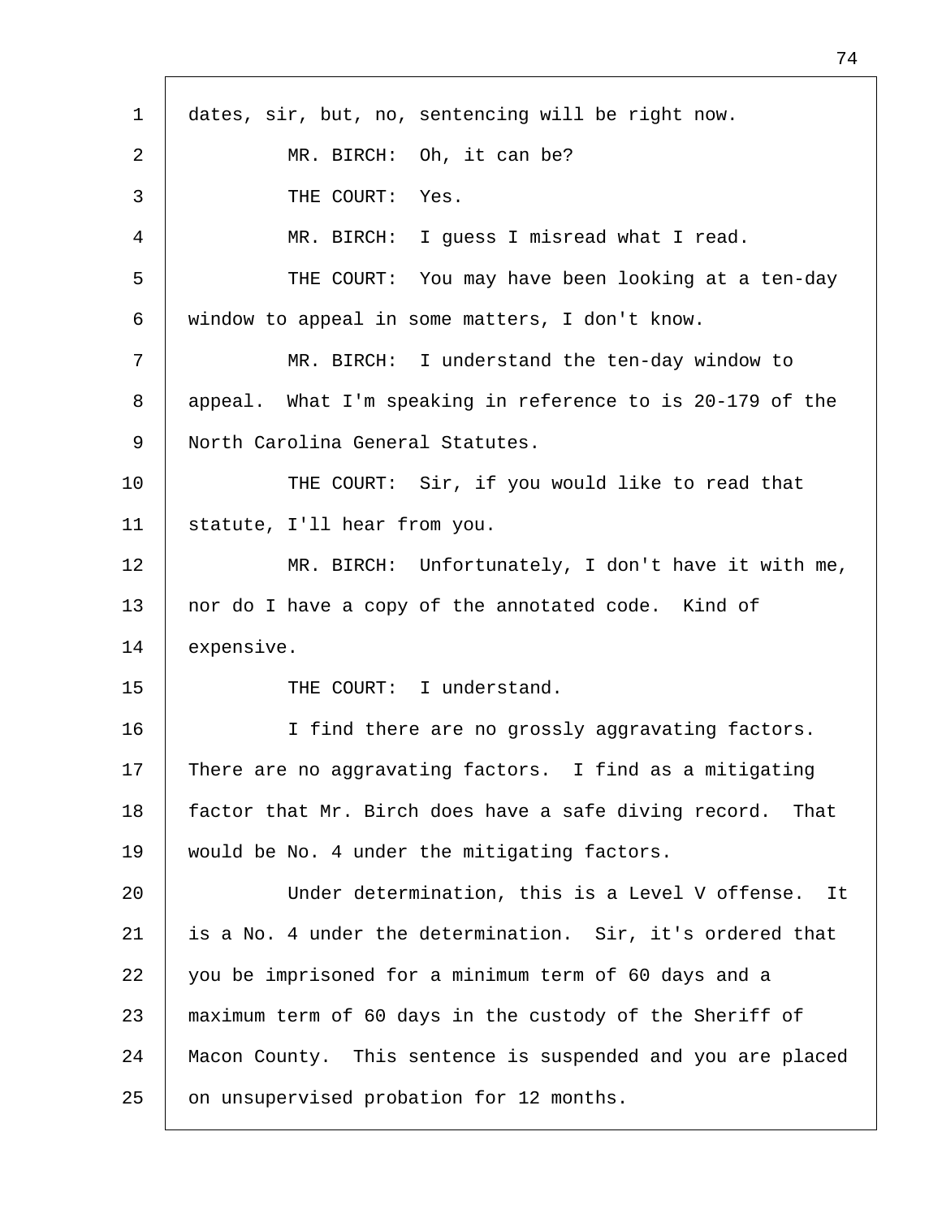1 dates, sir, but, no, sentencing will be right now.

2 MR. BIRCH: Oh, it can be?

3 THE COURT: Yes.

4 MR. BIRCH: I guess I misread what I read.

5 THE COURT: You may have been looking at a ten-day

6 window to appeal in some matters, I don't know.

7 MR. BIRCH: I understand the ten-day window to

8 appeal. What I'm speaking in reference to is 20-179 of the

9 North Carolina General Statutes.

10 THE COURT: Sir, if you would like to read that

11 statute, I'll hear from you.

12 MR. BIRCH: Unfortunately, I don't have it with me,

13 nor do I have a copy of the annotated code. Kind of

14 expensive.

15 THE COURT: I understand.

16 I find there are no grossly aggravating factors.

17 There are no aggravating factors. I find as a mitigating

18 factor that Mr. Birch does have a safe diving record. That

19 would be No. 4 under the mitigating factors.

20 Under determination, this is a Level V offense. It

21 is a No. 4 under the determination. Sir, it's ordered that

22 you be imprisoned for a minimum term of 60 days and a

23 maximum term of 60 days in the custody of the Sheriff of

24 Macon County. This sentence is suspended and you are placed

25 on unsupervised probation for 12 months.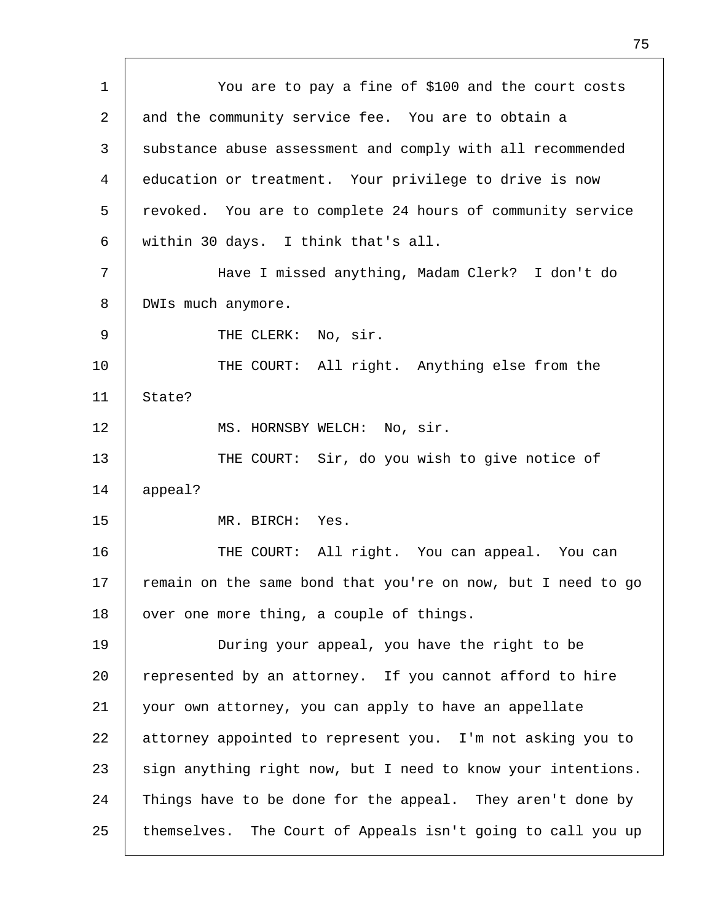You are to pay a fine of $100 and the court costs and the community service fee. You are to obtain a substance abuse assessment and comply with all recommended education or treatment. Your privilege to drive is now revoked. You are to complete 24 hours of community service within 30 days. I think that's all.

Have I missed anything, Madam Clerk? I don't do DWIs much anymore.

THE CLERK: No, sir.

THE COURT: All right. Anything else from the State?

MS. HORNSBY WELCH: No, sir.

THE COURT: Sir, do you wish to give notice of appeal?

MR. BIRCH: Yes.

THE COURT: All right. You can appeal. You can remain on the same bond that you're on now, but I need to go over one more thing, a couple of things.

During your appeal, you have the right to be represented by an attorney. If you cannot afford to hire your own attorney, you can apply to have an appellate attorney appointed to represent you. I'm not asking you to sign anything right now, but I need to know your intentions. Things have to be done for the appeal. They aren't done by themselves. The Court of Appeals isn't going to call you up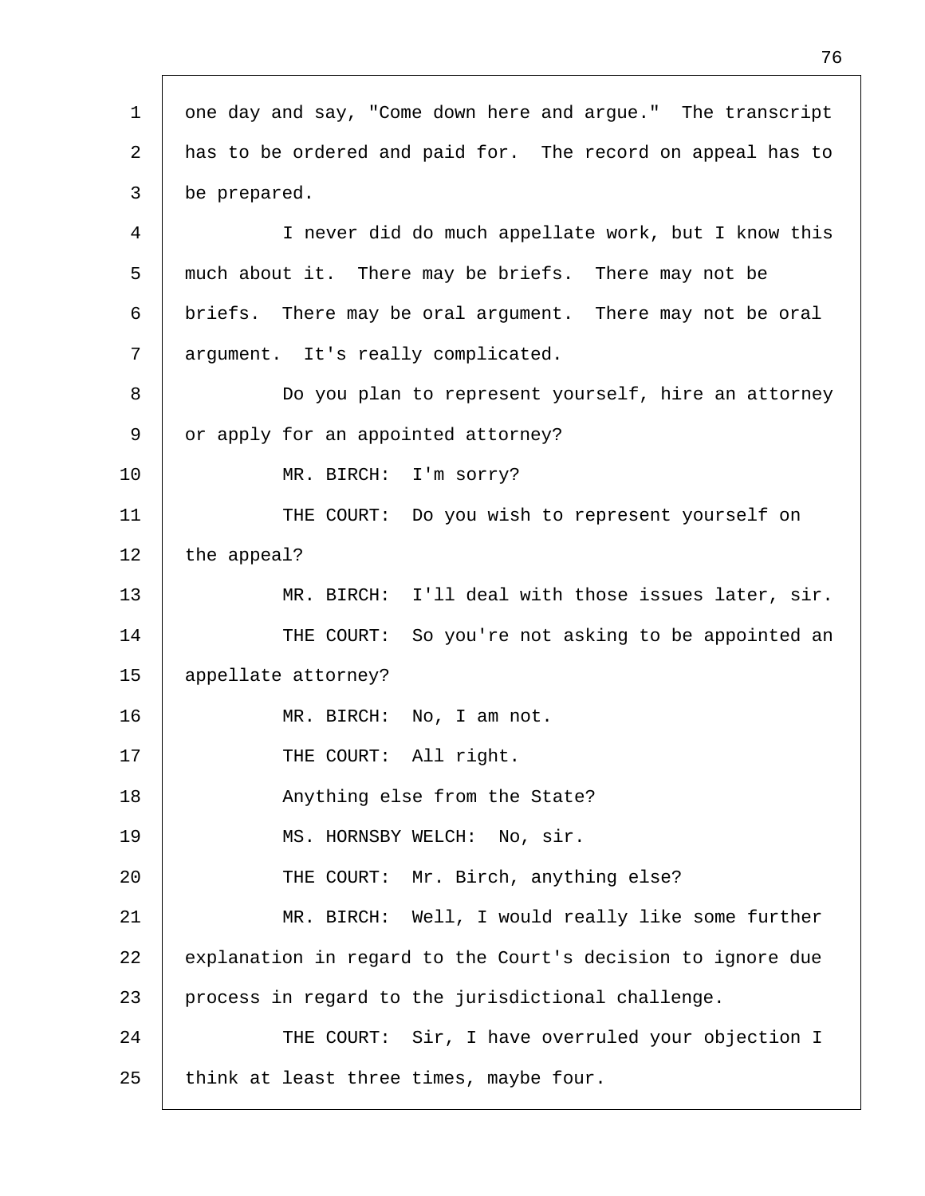one day and say, "Come down here and argue." The transcript has to be ordered and paid for. The record on appeal has to be prepared.

I never did do much appellate work, but I know this much about it. There may be briefs. There may not be briefs. There may be oral argument. There may not be oral argument. It's really complicated.

Do you plan to represent yourself, hire an attorney or apply for an appointed attorney?

MR. BIRCH: I'm sorry?

THE COURT: Do you wish to represent yourself on the appeal?

MR. BIRCH: I'll deal with those issues later, sir.

THE COURT: So you're not asking to be appointed an appellate attorney?

MR. BIRCH: No, I am not.

THE COURT: All right.

Anything else from the State?

MS. HORNSBY WELCH: No, sir.

THE COURT: Mr. Birch, anything else?

MR. BIRCH: Well, I would really like some further explanation in regard to the Court's decision to ignore due process in regard to the jurisdictional challenge.

THE COURT: Sir, I have overruled your objection I think at least three times, maybe four.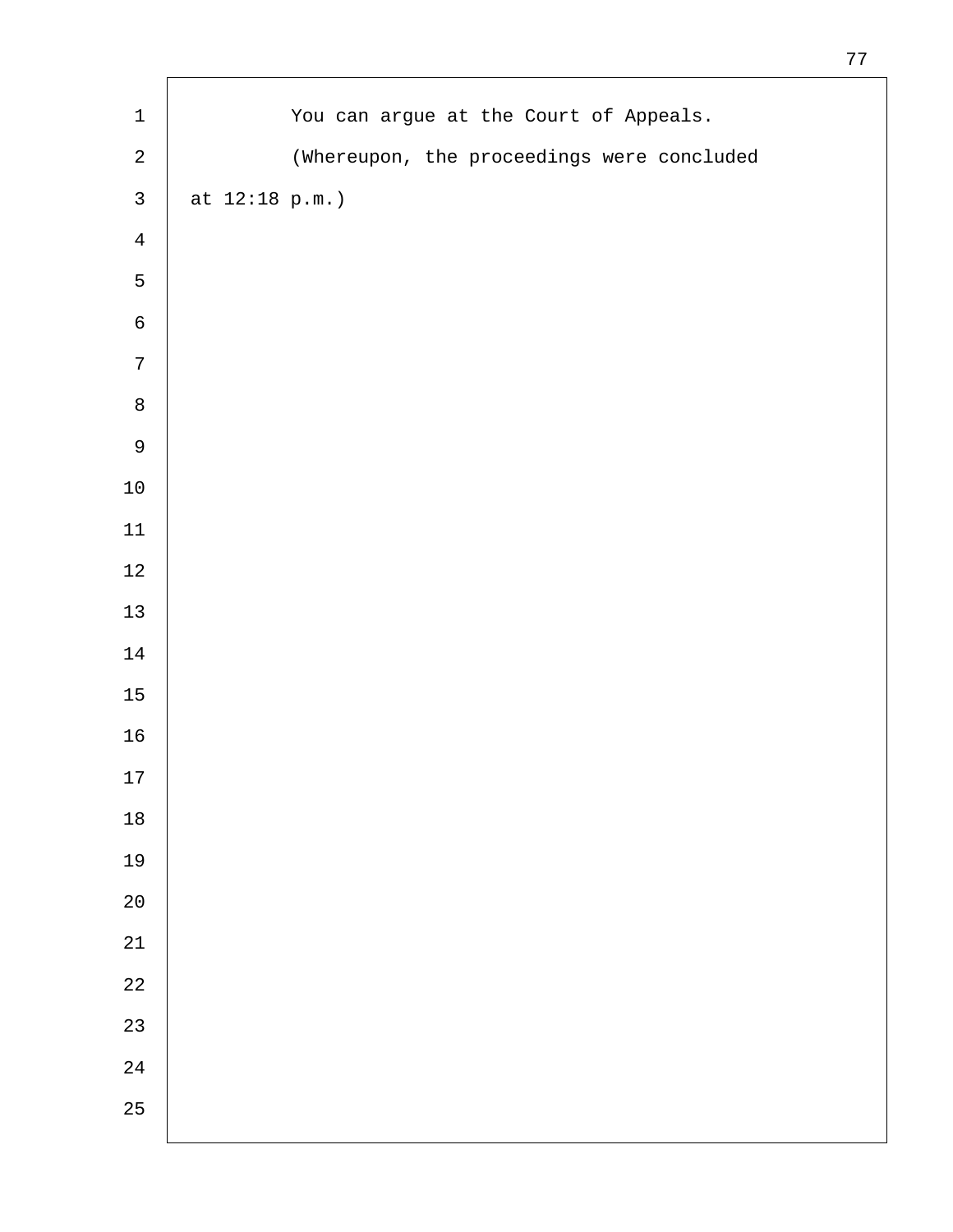You can argue at the Court of Appeals.

(Whereupon, the proceedings were concluded at 12:18 p.m.)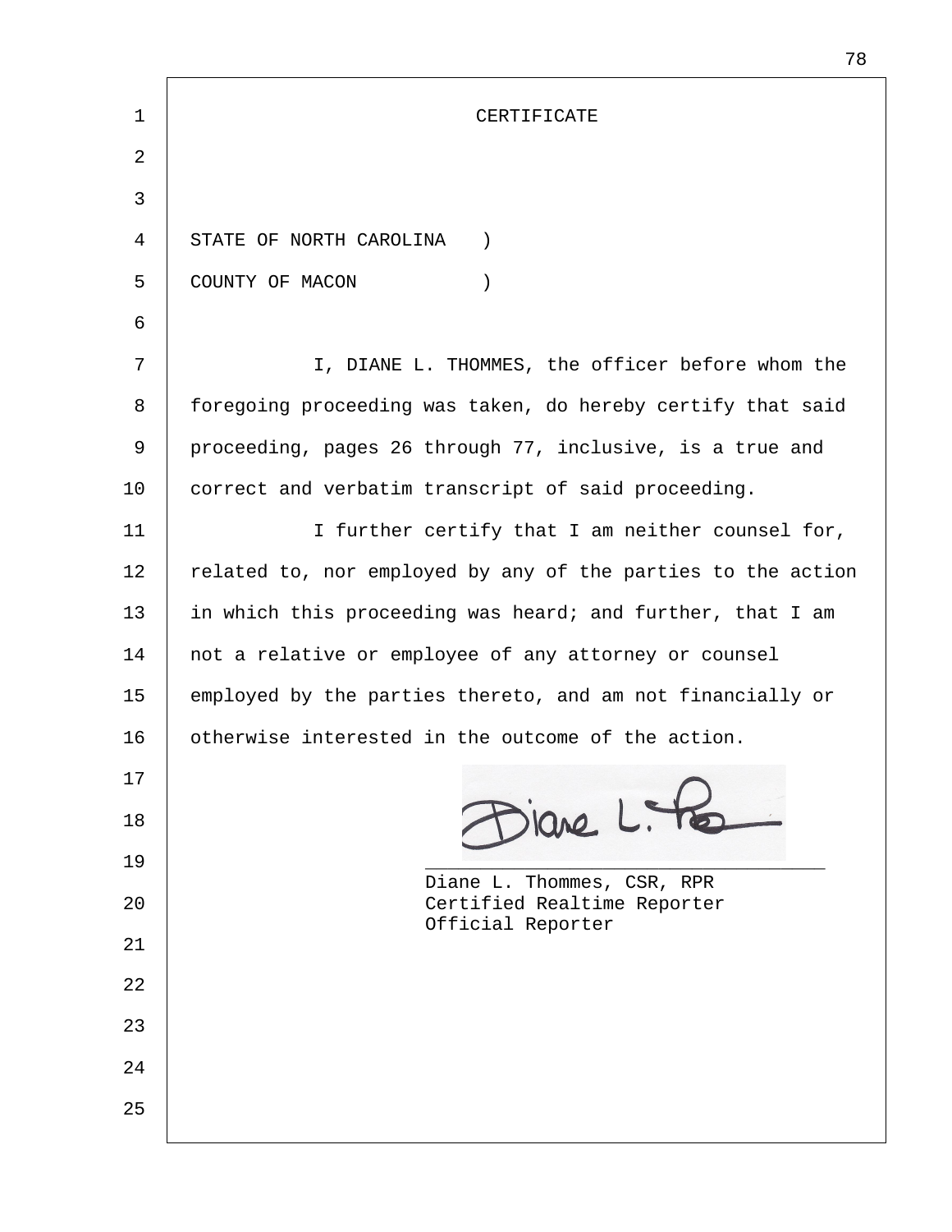# CERTIFICATE

STATE OF NORTH CAROLINA )
COUNTY OF MACON )

I, DIANE L. THOMMES, the officer before whom the foregoing proceeding was taken, do hereby certify that said proceeding, pages 26 through 77, inclusive, is a true and correct and verbatim transcript of said proceeding.

I further certify that I am neither counsel for, related to, nor employed by any of the parties to the action in which this proceeding was heard; and further, that I am not a relative or employee of any attorney or counsel employed by the parties thereto, and am not financially or otherwise interested in the outcome of the action.

Diane L. Thommes, CSR, RPR
Certified Realtime Reporter
Official Reporter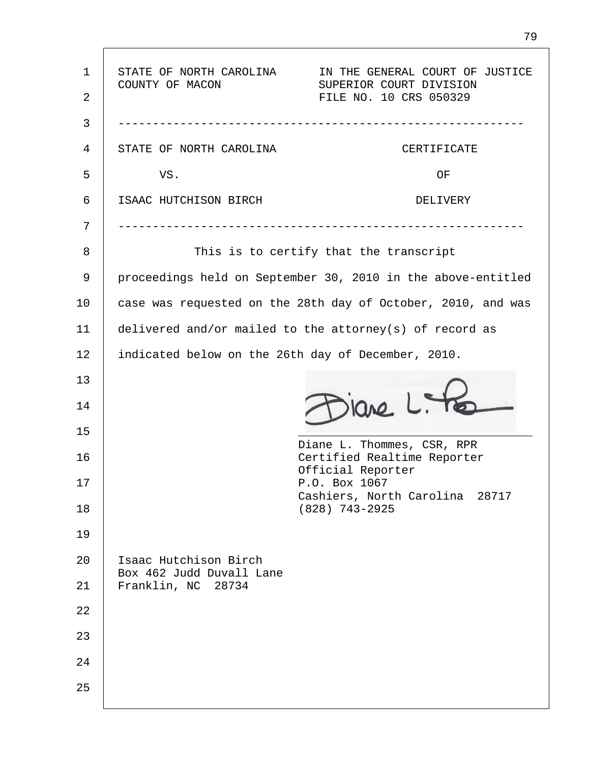STATE OF NORTH CAROLINA
COUNTY OF MACON

IN THE GENERAL COURT OF JUSTICE
SUPERIOR COURT DIVISION
FILE NO. 10 CRS 050329

---

STATE OF NORTH CAROLINA

VS.

ISAAC HUTCHISON BIRCH

CERTIFICATE OF DELIVERY

---

This is to certify that the transcript proceedings held on September 30, 2010 in the above-entitled case was requested on the 28th day of October, 2010, and was delivered and/or mailed to the attorney(s) of record as indicated below on the 26th day of December, 2010.

Diane L. Thommes, CSR, RPR
Certified Realtime Reporter
Official Reporter
P.O. Box 1067
Cashiers, North Carolina 28717
(828) 743-2925

Isaac Hutchison Birch
Box 462 Judd Duvall Lane
Franklin, NC 28734